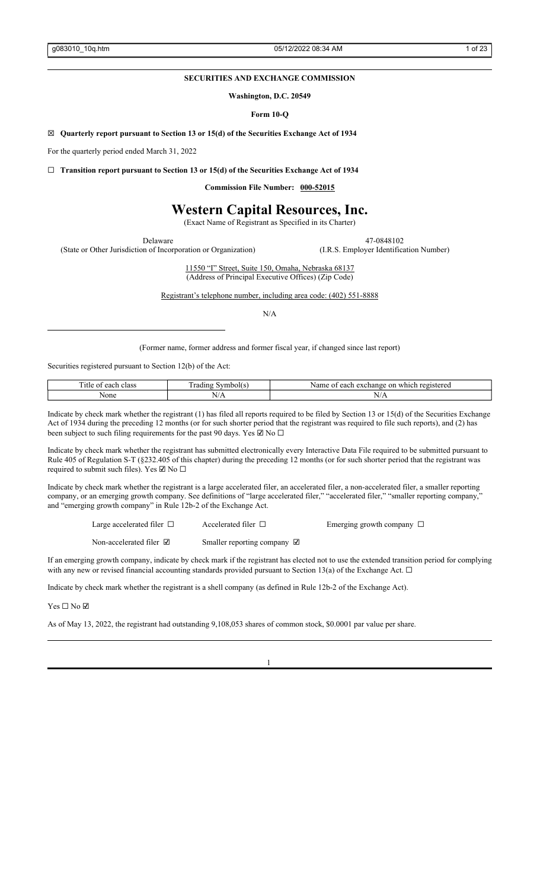**SECURITIES AND EXCHANGE COMMISSION**

**Washington, D.C. 20549**

**Form 10-Q**

☒ **Quarterly report pursuant to Section 13 or 15(d) of the Securities Exchange Act of 1934**

For the quarterly period ended March 31, 2022

☐ **Transition report pursuant to Section 13 or 15(d) of the Securities Exchange Act of 1934**

**Commission File Number: 000-52015**

# Western Capital Resources, Inc.

(Exact Name of Registrant as Specified in its Charter)

| Delaware | 47-0848102 |
|---|---|
| (State or Other Jurisdiction of Incorporation or Organization) | (I.R.S. Employer Identification Number) |

11550 "I" Street, Suite 150, Omaha, Nebraska 68137
(Address of Principal Executive Offices) (Zip Code)

Registrant's telephone number, including area code: (402) 551-8888

N/A

(Former name, former address and former fiscal year, if changed since last report)

Securities registered pursuant to Section 12(b) of the Act:

| Title of each class | Trading Symbol(s) | Name of each exchange on which registered |
|---|---|---|
| None | N/A | N/A |

Indicate by check mark whether the registrant (1) has filed all reports required to be filed by Section 13 or 15(d) of the Securities Exchange Act of 1934 during the preceding 12 months (or for such shorter period that the registrant was required to file such reports), and (2) has been subject to such filing requirements for the past 90 days. Yes ☑ No ☐

Indicate by check mark whether the registrant has submitted electronically every Interactive Data File required to be submitted pursuant to Rule 405 of Regulation S-T (§232.405 of this chapter) during the preceding 12 months (or for such shorter period that the registrant was required to submit such files). Yes ☑ No ☐

Indicate by check mark whether the registrant is a large accelerated filer, an accelerated filer, a non-accelerated filer, a smaller reporting company, or an emerging growth company. See definitions of "large accelerated filer," "accelerated filer," "smaller reporting company," and "emerging growth company" in Rule 12b-2 of the Exchange Act.

Large accelerated filer ☐ Accelerated filer ☐ Emerging growth company ☐

Non-accelerated filer ☑ Smaller reporting company ☑

If an emerging growth company, indicate by check mark if the registrant has elected not to use the extended transition period for complying with any new or revised financial accounting standards provided pursuant to Section 13(a) of the Exchange Act. ☐

Indicate by check mark whether the registrant is a shell company (as defined in Rule 12b-2 of the Exchange Act).

Yes ☐ No ☑

As of May 13, 2022, the registrant had outstanding 9,108,053 shares of common stock, $0.0001 par value per share.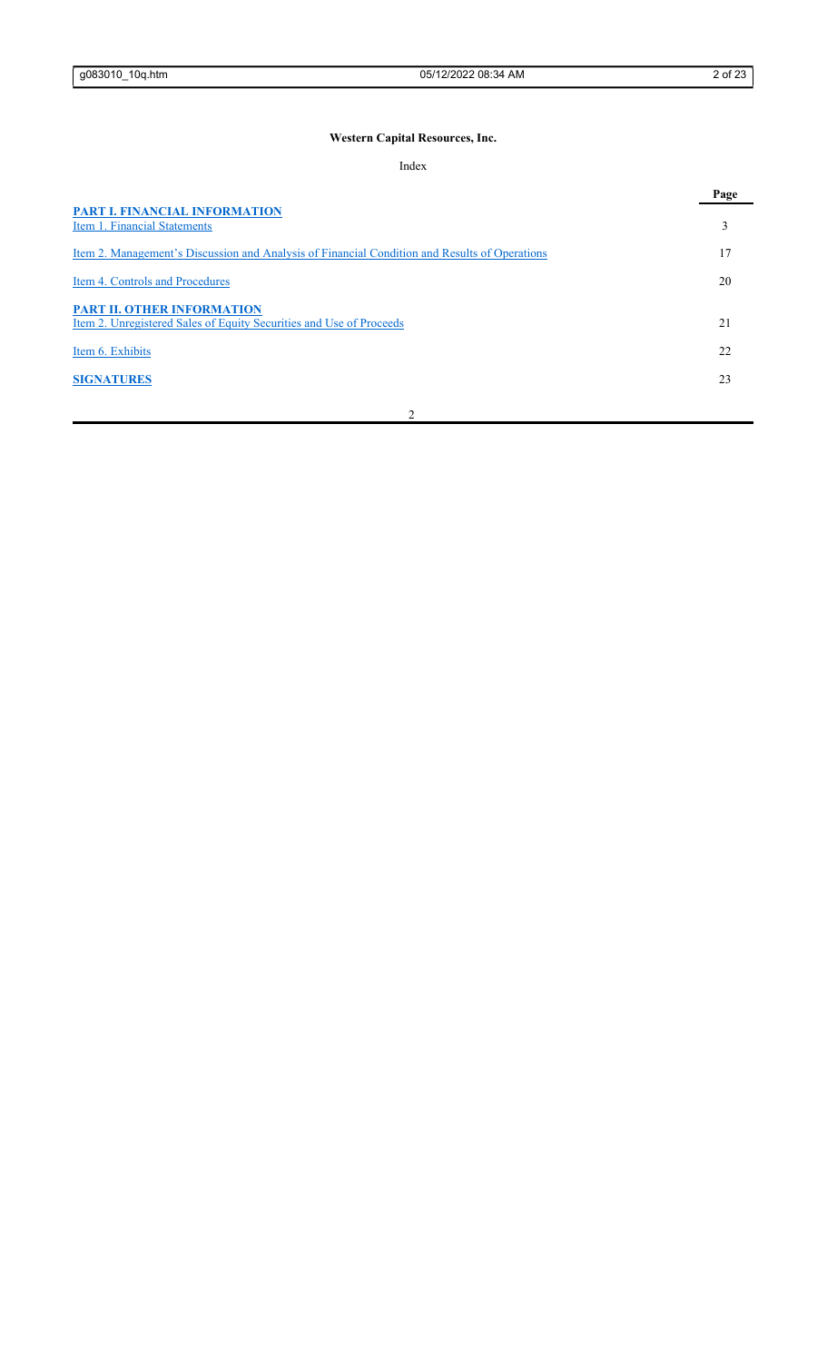**Western Capital Resources, Inc.**

Index

| | Page |
|---|---|
| **PART I. FINANCIAL INFORMATION** | |
| Item 1. Financial Statements | 3 |
| Item 2. Management's Discussion and Analysis of Financial Condition and Results of Operations | 17 |
| Item 4. Controls and Procedures | 20 |
| **PART II. OTHER INFORMATION** | |
| Item 2. Unregistered Sales of Equity Securities and Use of Proceeds | 21 |
| Item 6. Exhibits | 22 |
| **SIGNATURES** | 23 |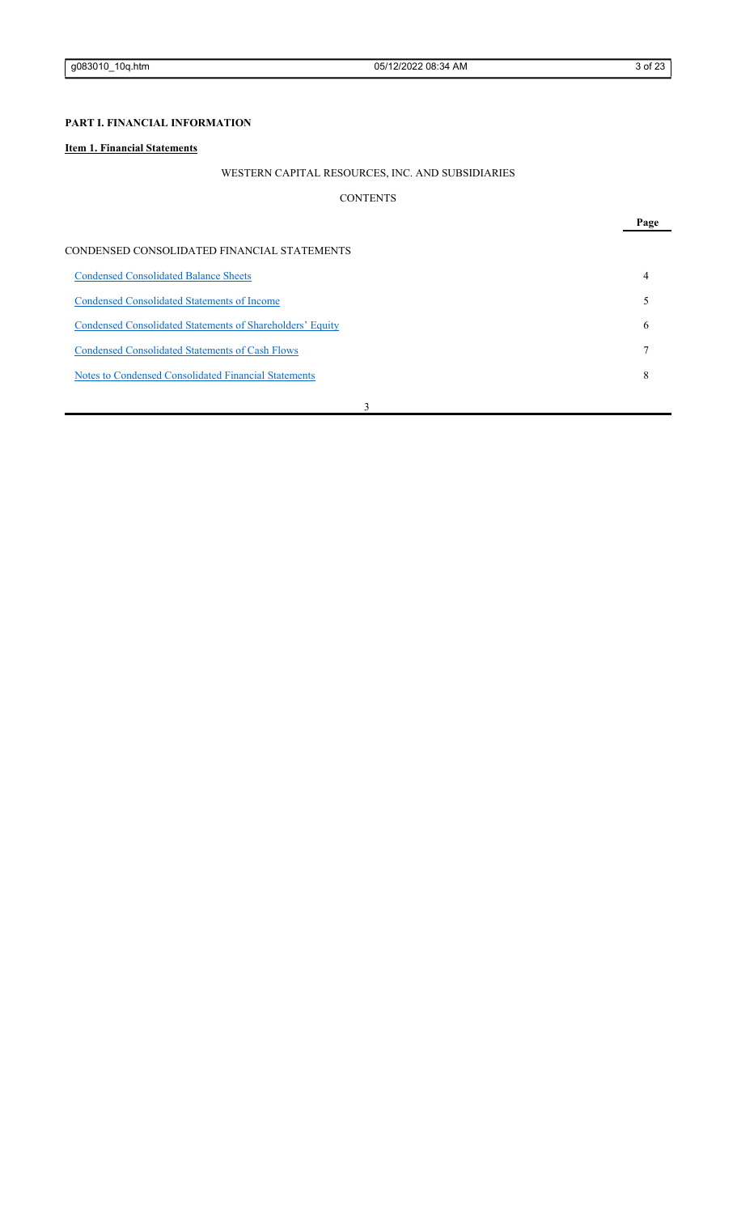**PART I. FINANCIAL INFORMATION**

**Item 1. Financial Statements**

WESTERN CAPITAL RESOURCES, INC. AND SUBSIDIARIES

CONTENTS

| | Page |
|---|---|
| CONDENSED CONSOLIDATED FINANCIAL STATEMENTS | |
| Condensed Consolidated Balance Sheets | 4 |
| Condensed Consolidated Statements of Income | 5 |
| Condensed Consolidated Statements of Shareholders' Equity | 6 |
| Condensed Consolidated Statements of Cash Flows | 7 |
| Notes to Condensed Consolidated Financial Statements | 8 |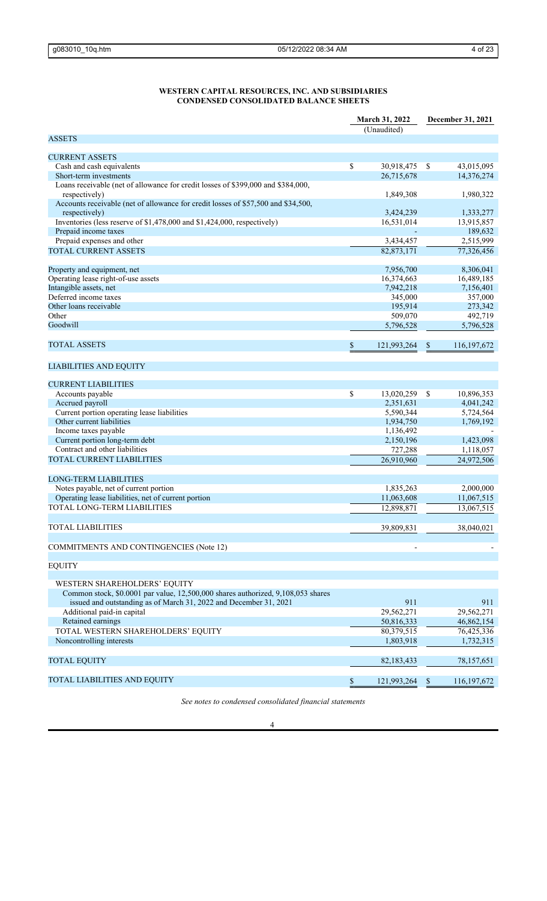**WESTERN CAPITAL RESOURCES, INC. AND SUBSIDIARIES**
**CONDENSED CONSOLIDATED BALANCE SHEETS**

| | March 31, 2022 (Unaudited) | December 31, 2021 |
|---|---|---|
| **ASSETS** | | |
| **CURRENT ASSETS** | | |
| Cash and cash equivalents | $ 30,918,475 | $ 43,015,095 |
| Short-term investments | 26,715,678 | 14,376,274 |
| Loans receivable (net of allowance for credit losses of $399,000 and $384,000, respectively) | 1,849,308 | 1,980,322 |
| Accounts receivable (net of allowance for credit losses of $57,500 and $34,500, respectively) | 3,424,239 | 1,333,277 |
| Inventories (less reserve of $1,478,000 and $1,424,000, respectively) | 16,531,014 | 13,915,857 |
| Prepaid income taxes | - | 189,632 |
| Prepaid expenses and other | 3,434,457 | 2,515,999 |
| TOTAL CURRENT ASSETS | 82,873,171 | 77,326,456 |
| | | |
| Property and equipment, net | 7,956,700 | 8,306,041 |
| Operating lease right-of-use assets | 16,374,663 | 16,489,185 |
| Intangible assets, net | 7,942,218 | 7,156,401 |
| Deferred income taxes | 345,000 | 357,000 |
| Other loans receivable | 195,914 | 273,342 |
| Other | 509,070 | 492,719 |
| Goodwill | 5,796,528 | 5,796,528 |
| | | |
| TOTAL ASSETS | $ 121,993,264 | $ 116,197,672 |
| | | |
| **LIABILITIES AND EQUITY** | | |
| **CURRENT LIABILITIES** | | |
| Accounts payable | $ 13,020,259 | $ 10,896,353 |
| Accrued payroll | 2,351,631 | 4,041,242 |
| Current portion operating lease liabilities | 5,590,344 | 5,724,564 |
| Other current liabilities | 1,934,750 | 1,769,192 |
| Income taxes payable | 1,136,492 | - |
| Current portion long-term debt | 2,150,196 | 1,423,098 |
| Contract and other liabilities | 727,288 | 1,118,057 |
| TOTAL CURRENT LIABILITIES | 26,910,960 | 24,972,506 |
| | | |
| **LONG-TERM LIABILITIES** | | |
| Notes payable, net of current portion | 1,835,263 | 2,000,000 |
| Operating lease liabilities, net of current portion | 11,063,608 | 11,067,515 |
| TOTAL LONG-TERM LIABILITIES | 12,898,871 | 13,067,515 |
| | | |
| TOTAL LIABILITIES | 39,809,831 | 38,040,021 |
| | | |
| COMMITMENTS AND CONTINGENCIES (Note 12) | - | - |
| | | |
| **EQUITY** | | |
| WESTERN SHAREHOLDERS' EQUITY | | |
| Common stock, $0.0001 par value, 12,500,000 shares authorized, 9,108,053 shares issued and outstanding as of March 31, 2022 and December 31, 2021 | 911 | 911 |
| Additional paid-in capital | 29,562,271 | 29,562,271 |
| Retained earnings | 50,816,333 | 46,862,154 |
| TOTAL WESTERN SHAREHOLDERS' EQUITY | 80,379,515 | 76,425,336 |
| Noncontrolling interests | 1,803,918 | 1,732,315 |
| | | |
| TOTAL EQUITY | 82,183,433 | 78,157,651 |
| | | |
| TOTAL LIABILITIES AND EQUITY | $ 121,993,264 | $ 116,197,672 |

*See notes to condensed consolidated financial statements*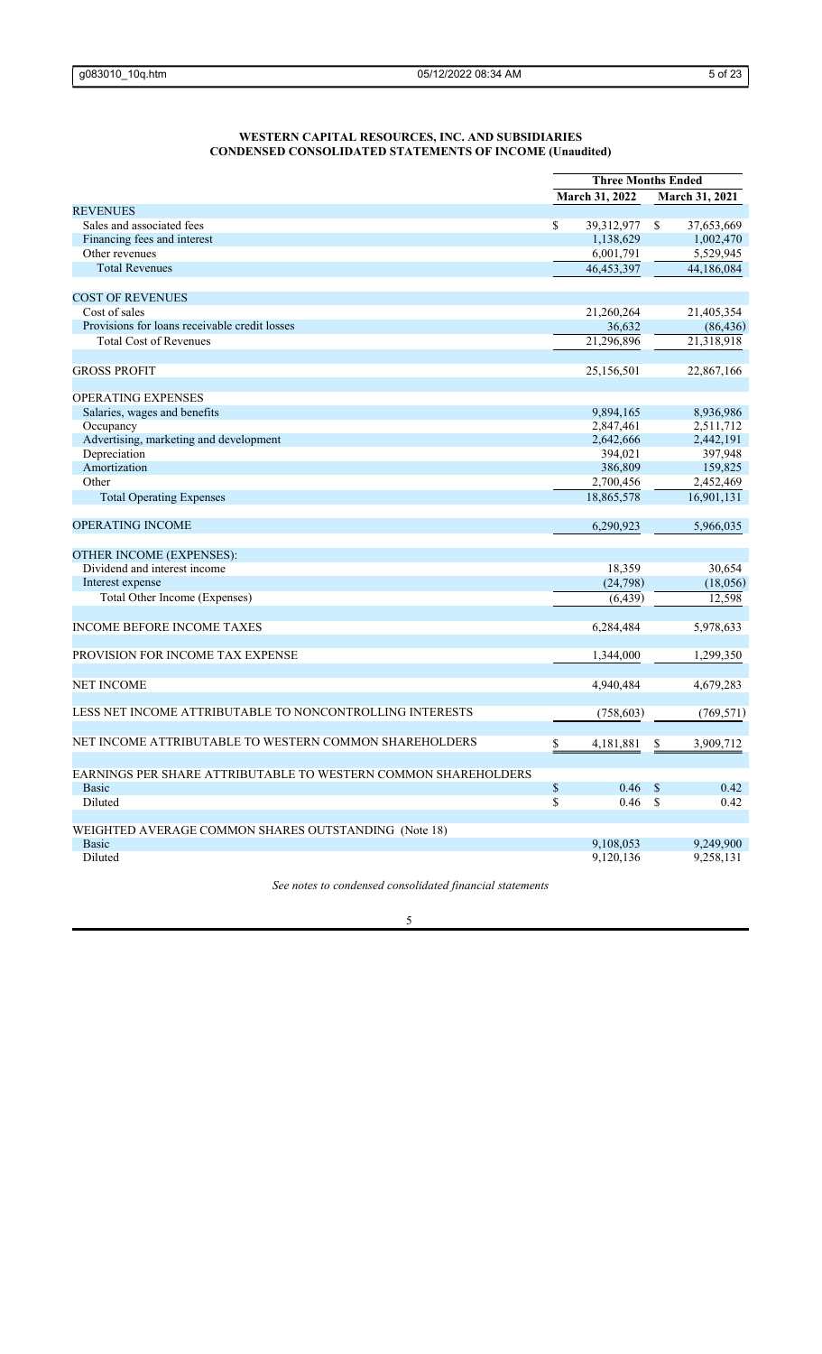**WESTERN CAPITAL RESOURCES, INC. AND SUBSIDIARIES**
**CONDENSED CONSOLIDATED STATEMENTS OF INCOME (Unaudited)**

| | Three Months Ended | |
|---|---|---|
| | March 31, 2022 | March 31, 2021 |
| REVENUES | | |
| Sales and associated fees | $ 39,312,977 | $ 37,653,669 |
| Financing fees and interest | 1,138,629 | 1,002,470 |
| Other revenues | 6,001,791 | 5,529,945 |
| Total Revenues | 46,453,397 | 44,186,084 |
| | | |
| COST OF REVENUES | | |
| Cost of sales | 21,260,264 | 21,405,354 |
| Provisions for loans receivable credit losses | 36,632 | (86,436) |
| Total Cost of Revenues | 21,296,896 | 21,318,918 |
| | | |
| GROSS PROFIT | 25,156,501 | 22,867,166 |
| | | |
| OPERATING EXPENSES | | |
| Salaries, wages and benefits | 9,894,165 | 8,936,986 |
| Occupancy | 2,847,461 | 2,511,712 |
| Advertising, marketing and development | 2,642,666 | 2,442,191 |
| Depreciation | 394,021 | 397,948 |
| Amortization | 386,809 | 159,825 |
| Other | 2,700,456 | 2,452,469 |
| Total Operating Expenses | 18,865,578 | 16,901,131 |
| | | |
| OPERATING INCOME | 6,290,923 | 5,966,035 |
| | | |
| OTHER INCOME (EXPENSES): | | |
| Dividend and interest income | 18,359 | 30,654 |
| Interest expense | (24,798) | (18,056) |
| Total Other Income (Expenses) | (6,439) | 12,598 |
| | | |
| INCOME BEFORE INCOME TAXES | 6,284,484 | 5,978,633 |
| | | |
| PROVISION FOR INCOME TAX EXPENSE | 1,344,000 | 1,299,350 |
| | | |
| NET INCOME | 4,940,484 | 4,679,283 |
| | | |
| LESS NET INCOME ATTRIBUTABLE TO NONCONTROLLING INTERESTS | (758,603) | (769,571) |
| | | |
| NET INCOME ATTRIBUTABLE TO WESTERN COMMON SHAREHOLDERS | $ 4,181,881 | $ 3,909,712 |
| | | |
| EARNINGS PER SHARE ATTRIBUTABLE TO WESTERN COMMON SHAREHOLDERS | | |
| Basic | $ 0.46 | $ 0.42 |
| Diluted | $ 0.46 | $ 0.42 |
| | | |
| WEIGHTED AVERAGE COMMON SHARES OUTSTANDING (Note 18) | | |
| Basic | 9,108,053 | 9,249,900 |
| Diluted | 9,120,136 | 9,258,131 |

*See notes to condensed consolidated financial statements*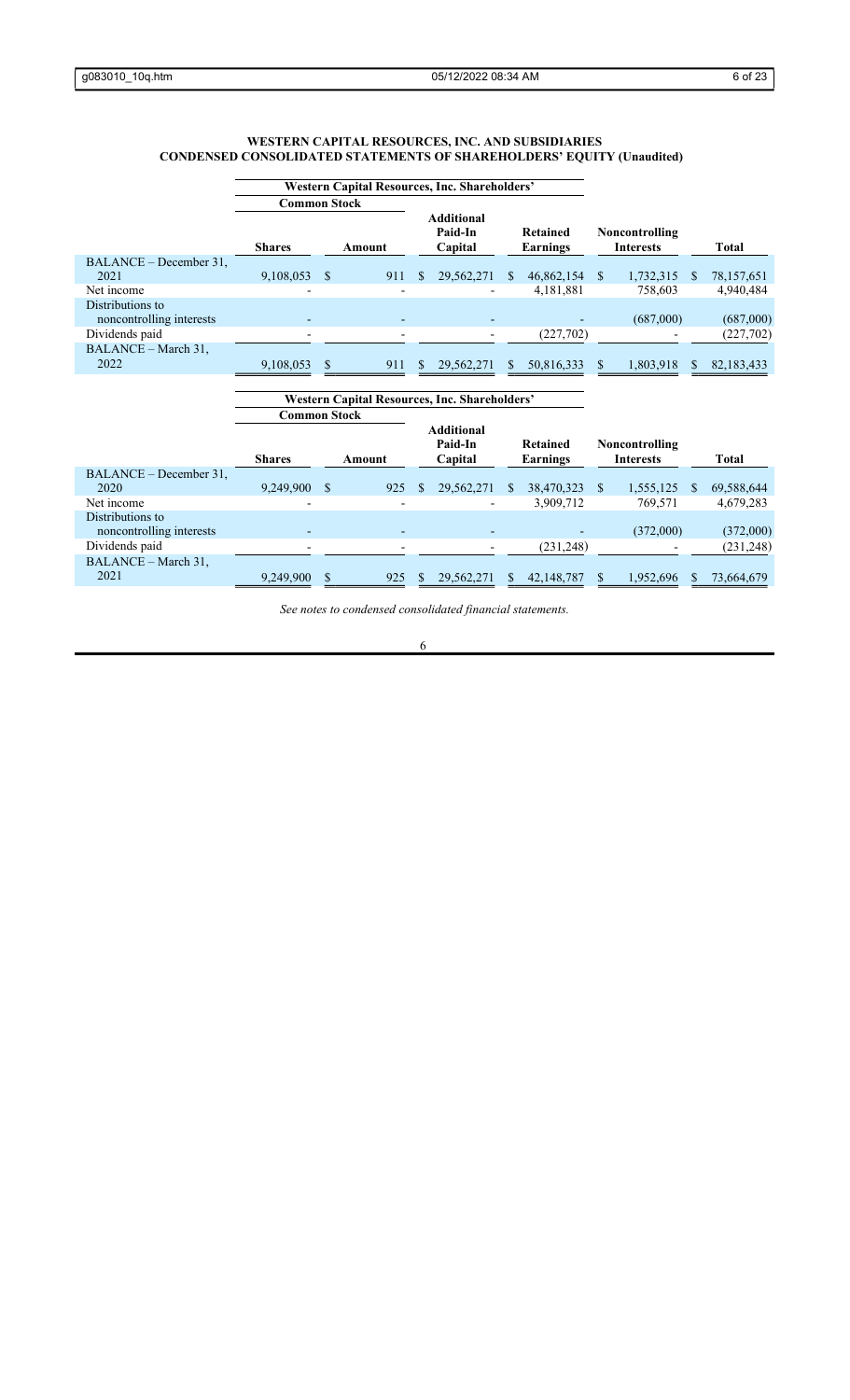# WESTERN CAPITAL RESOURCES, INC. AND SUBSIDIARIES
## CONDENSED CONSOLIDATED STATEMENTS OF SHAREHOLDERS' EQUITY (Unaudited)

| | Western Capital Resources, Inc. Shareholders' | | | | | |
|---|---|---|---|---|---|---|
| | Common Stock | | | | | |
| | Shares | Amount | Additional Paid-In Capital | Retained Earnings | Noncontrolling Interests | Total |
| BALANCE – December 31, 2021 | 9,108,053 | $ 911 | $ 29,562,271 | $ 46,862,154 | $ 1,732,315 | $ 78,157,651 |
| Net income | - | - | - | 4,181,881 | 758,603 | 4,940,484 |
| Distributions to noncontrolling interests | - | - | - | - | (687,000) | (687,000) |
| Dividends paid | - | - | - | (227,702) | - | (227,702) |
| BALANCE – March 31, 2022 | 9,108,053 | $ 911 | $ 29,562,271 | $ 50,816,333 | $ 1,803,918 | $ 82,183,433 |

| | Western Capital Resources, Inc. Shareholders' | | | | | |
|---|---|---|---|---|---|---|
| | Common Stock | | | | | |
| | Shares | Amount | Additional Paid-In Capital | Retained Earnings | Noncontrolling Interests | Total |
| BALANCE – December 31, 2020 | 9,249,900 | $ 925 | $ 29,562,271 | $ 38,470,323 | $ 1,555,125 | $ 69,588,644 |
| Net income | - | - | - | 3,909,712 | 769,571 | 4,679,283 |
| Distributions to noncontrolling interests | - | - | - | - | (372,000) | (372,000) |
| Dividends paid | - | - | - | (231,248) | - | (231,248) |
| BALANCE – March 31, 2021 | 9,249,900 | $ 925 | $ 29,562,271 | $ 42,148,787 | $ 1,952,696 | $ 73,664,679 |

*See notes to condensed consolidated financial statements.*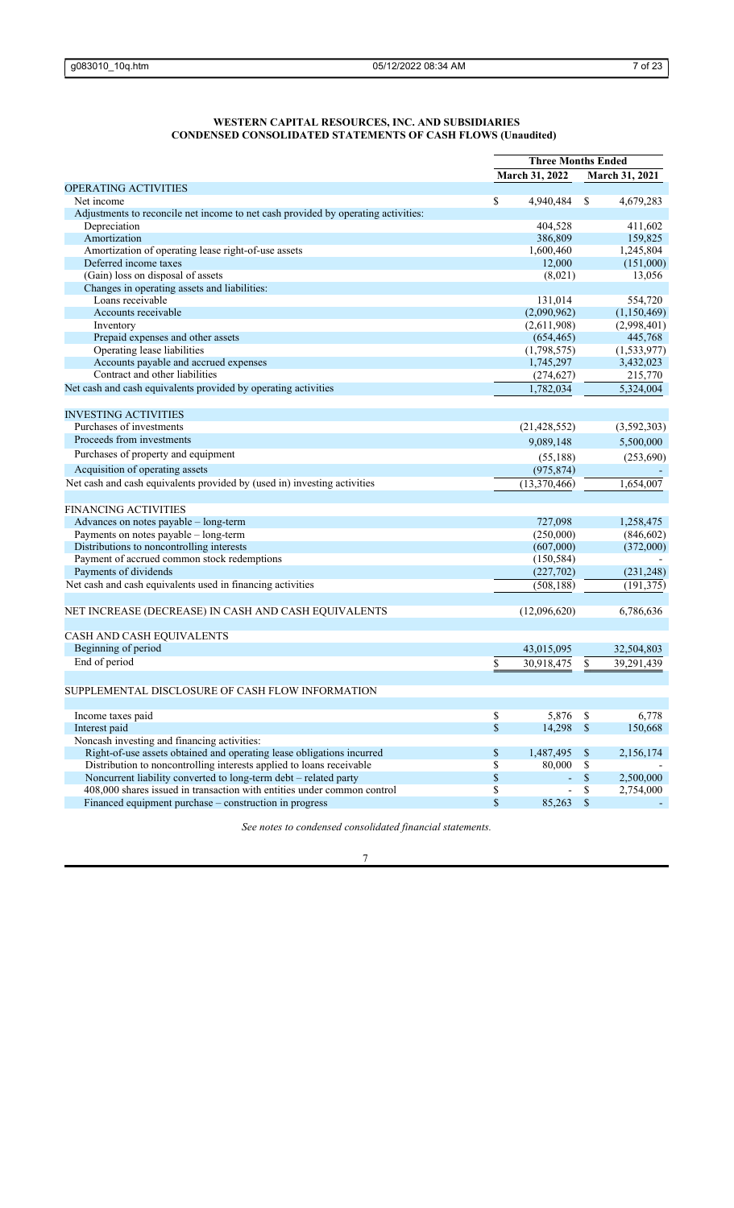# WESTERN CAPITAL RESOURCES, INC. AND SUBSIDIARIES
## CONDENSED CONSOLIDATED STATEMENTS OF CASH FLOWS (Unaudited)

| | Three Months Ended | |
|---|---|---|
| | March 31, 2022 | March 31, 2021 |
| **OPERATING ACTIVITIES** | | |
| Net income | $ 4,940,484 | $ 4,679,283 |
| Adjustments to reconcile net income to net cash provided by operating activities: | | |
| Depreciation | 404,528 | 411,602 |
| Amortization | 386,809 | 159,825 |
| Amortization of operating lease right-of-use assets | 1,600,460 | 1,245,804 |
| Deferred income taxes | 12,000 | (151,000) |
| (Gain) loss on disposal of assets | (8,021) | 13,056 |
| Changes in operating assets and liabilities: | | |
| Loans receivable | 131,014 | 554,720 |
| Accounts receivable | (2,090,962) | (1,150,469) |
| Inventory | (2,611,908) | (2,998,401) |
| Prepaid expenses and other assets | (654,465) | 445,768 |
| Operating lease liabilities | (1,798,575) | (1,533,977) |
| Accounts payable and accrued expenses | 1,745,297 | 3,432,023 |
| Contract and other liabilities | (274,627) | 215,770 |
| Net cash and cash equivalents provided by operating activities | 1,782,034 | 5,324,004 |
| | | |
| **INVESTING ACTIVITIES** | | |
| Purchases of investments | (21,428,552) | (3,592,303) |
| Proceeds from investments | 9,089,148 | 5,500,000 |
| Purchases of property and equipment | (55,188) | (253,690) |
| Acquisition of operating assets | (975,874) | - |
| Net cash and cash equivalents provided by (used in) investing activities | (13,370,466) | 1,654,007 |
| | | |
| **FINANCING ACTIVITIES** | | |
| Advances on notes payable – long-term | 727,098 | 1,258,475 |
| Payments on notes payable – long-term | (250,000) | (846,602) |
| Distributions to noncontrolling interests | (607,000) | (372,000) |
| Payment of accrued common stock redemptions | (150,584) | - |
| Payments of dividends | (227,702) | (231,248) |
| Net cash and cash equivalents used in financing activities | (508,188) | (191,375) |
| | | |
| NET INCREASE (DECREASE) IN CASH AND CASH EQUIVALENTS | (12,096,620) | 6,786,636 |
| | | |
| **CASH AND CASH EQUIVALENTS** | | |
| Beginning of period | 43,015,095 | 32,504,803 |
| End of period | $ 30,918,475 | $ 39,291,439 |
| | | |
| **SUPPLEMENTAL DISCLOSURE OF CASH FLOW INFORMATION** | | |
| | | |
| Income taxes paid | $ 5,876 | $ 6,778 |
| Interest paid | $ 14,298 | $ 150,668 |
| Noncash investing and financing activities: | | |
| Right-of-use assets obtained and operating lease obligations incurred | $ 1,487,495 | $ 2,156,174 |
| Distribution to noncontrolling interests applied to loans receivable | $ 80,000 | $ - |
| Noncurrent liability converted to long-term debt – related party | $ - | $ 2,500,000 |
| 408,000 shares issued in transaction with entities under common control | $ - | $ 2,754,000 |
| Financed equipment purchase – construction in progress | $ 85,263 | $ - |

*See notes to condensed consolidated financial statements.*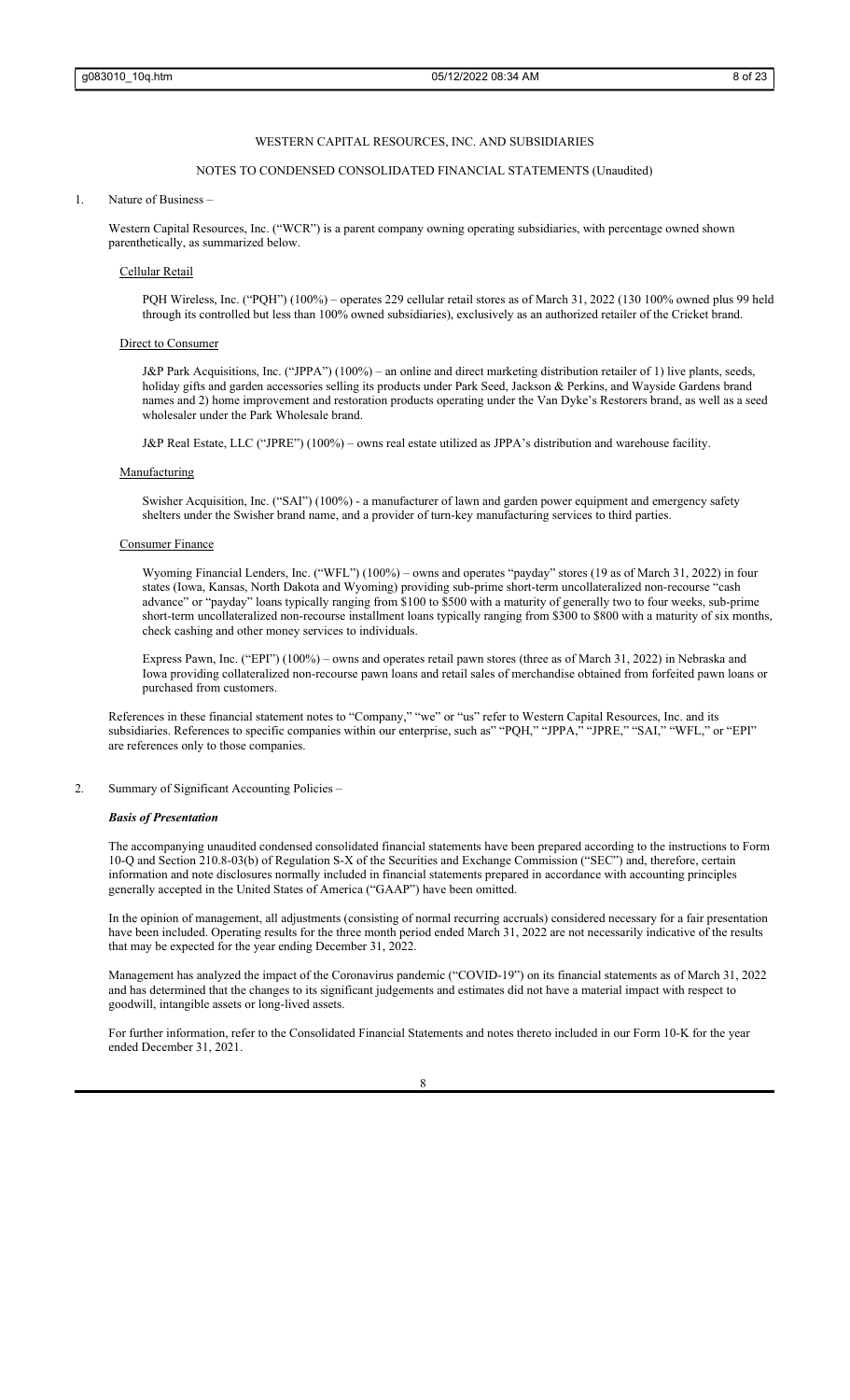WESTERN CAPITAL RESOURCES, INC. AND SUBSIDIARIES

NOTES TO CONDENSED CONSOLIDATED FINANCIAL STATEMENTS (Unaudited)

1. Nature of Business –

Western Capital Resources, Inc. ("WCR") is a parent company owning operating subsidiaries, with percentage owned shown parenthetically, as summarized below.

Cellular Retail

PQH Wireless, Inc. ("PQH") (100%) – operates 229 cellular retail stores as of March 31, 2022 (130 100% owned plus 99 held through its controlled but less than 100% owned subsidiaries), exclusively as an authorized retailer of the Cricket brand.

Direct to Consumer

J&P Park Acquisitions, Inc. ("JPPA") (100%) – an online and direct marketing distribution retailer of 1) live plants, seeds, holiday gifts and garden accessories selling its products under Park Seed, Jackson & Perkins, and Wayside Gardens brand names and 2) home improvement and restoration products operating under the Van Dyke's Restorers brand, as well as a seed wholesaler under the Park Wholesale brand.

J&P Real Estate, LLC ("JPRE") (100%) – owns real estate utilized as JPPA's distribution and warehouse facility.

Manufacturing

Swisher Acquisition, Inc. ("SAI") (100%) - a manufacturer of lawn and garden power equipment and emergency safety shelters under the Swisher brand name, and a provider of turn-key manufacturing services to third parties.

Consumer Finance

Wyoming Financial Lenders, Inc. ("WFL") (100%) – owns and operates "payday" stores (19 as of March 31, 2022) in four states (Iowa, Kansas, North Dakota and Wyoming) providing sub-prime short-term uncollateralized non-recourse "cash advance" or "payday" loans typically ranging from $100 to $500 with a maturity of generally two to four weeks, sub-prime short-term uncollateralized non-recourse installment loans typically ranging from $300 to $800 with a maturity of six months, check cashing and other money services to individuals.

Express Pawn, Inc. ("EPI") (100%) – owns and operates retail pawn stores (three as of March 31, 2022) in Nebraska and Iowa providing collateralized non-recourse pawn loans and retail sales of merchandise obtained from forfeited pawn loans or purchased from customers.

References in these financial statement notes to "Company," "we" or "us" refer to Western Capital Resources, Inc. and its subsidiaries. References to specific companies within our enterprise, such as" "PQH," "JPPA," "JPRE," "SAI," "WFL," or "EPI" are references only to those companies.

2. Summary of Significant Accounting Policies –

***Basis of Presentation***

The accompanying unaudited condensed consolidated financial statements have been prepared according to the instructions to Form 10-Q and Section 210.8-03(b) of Regulation S-X of the Securities and Exchange Commission ("SEC") and, therefore, certain information and note disclosures normally included in financial statements prepared in accordance with accounting principles generally accepted in the United States of America ("GAAP") have been omitted.

In the opinion of management, all adjustments (consisting of normal recurring accruals) considered necessary for a fair presentation have been included. Operating results for the three month period ended March 31, 2022 are not necessarily indicative of the results that may be expected for the year ending December 31, 2022.

Management has analyzed the impact of the Coronavirus pandemic ("COVID-19") on its financial statements as of March 31, 2022 and has determined that the changes to its significant judgements and estimates did not have a material impact with respect to goodwill, intangible assets or long-lived assets.

For further information, refer to the Consolidated Financial Statements and notes thereto included in our Form 10-K for the year ended December 31, 2021.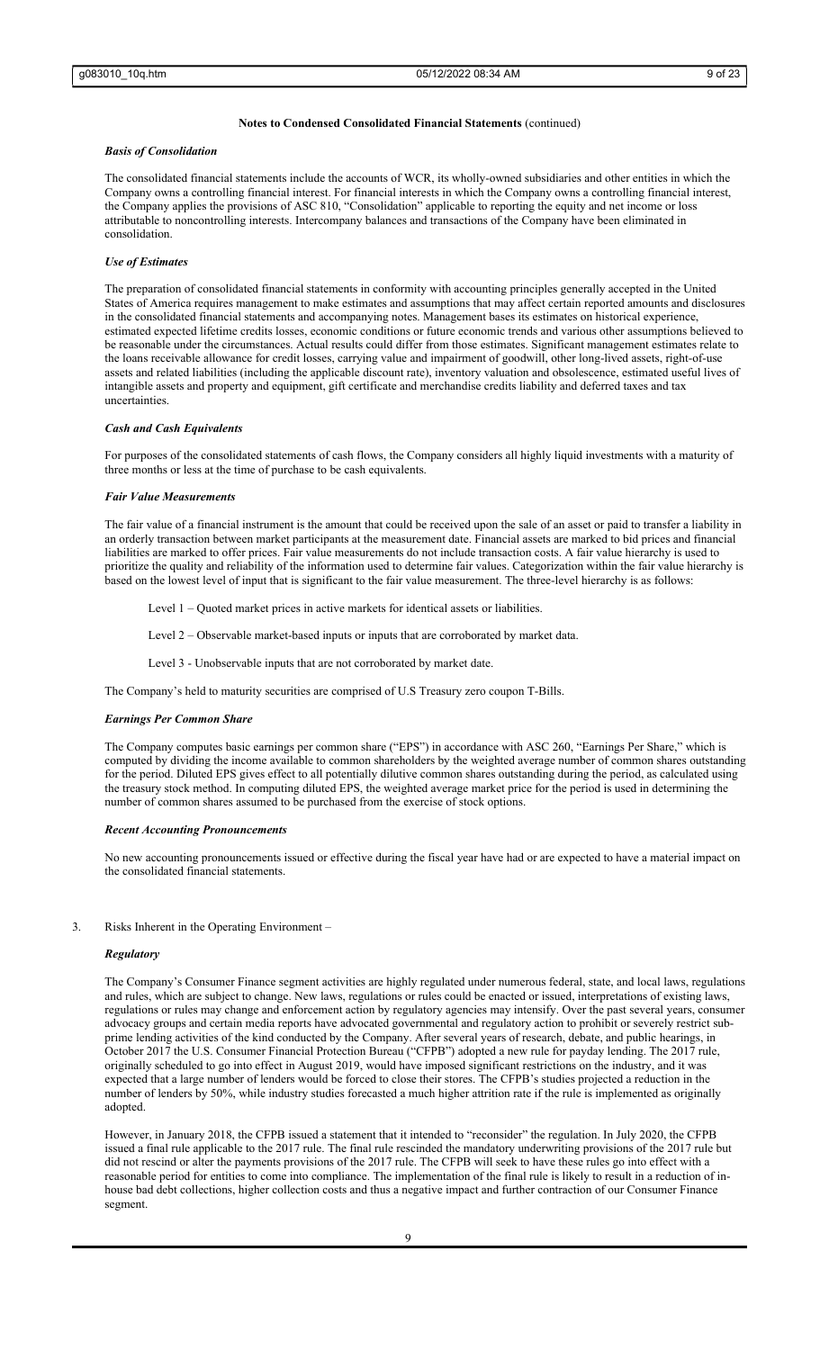**Notes to Condensed Consolidated Financial Statements** (continued)

***Basis of Consolidation***

The consolidated financial statements include the accounts of WCR, its wholly-owned subsidiaries and other entities in which the Company owns a controlling financial interest. For financial interests in which the Company owns a controlling financial interest, the Company applies the provisions of ASC 810, "Consolidation" applicable to reporting the equity and net income or loss attributable to noncontrolling interests. Intercompany balances and transactions of the Company have been eliminated in consolidation.

***Use of Estimates***

The preparation of consolidated financial statements in conformity with accounting principles generally accepted in the United States of America requires management to make estimates and assumptions that may affect certain reported amounts and disclosures in the consolidated financial statements and accompanying notes. Management bases its estimates on historical experience, estimated expected lifetime credits losses, economic conditions or future economic trends and various other assumptions believed to be reasonable under the circumstances. Actual results could differ from those estimates. Significant management estimates relate to the loans receivable allowance for credit losses, carrying value and impairment of goodwill, other long-lived assets, right-of-use assets and related liabilities (including the applicable discount rate), inventory valuation and obsolescence, estimated useful lives of intangible assets and property and equipment, gift certificate and merchandise credits liability and deferred taxes and tax uncertainties.

***Cash and Cash Equivalents***

For purposes of the consolidated statements of cash flows, the Company considers all highly liquid investments with a maturity of three months or less at the time of purchase to be cash equivalents.

***Fair Value Measurements***

The fair value of a financial instrument is the amount that could be received upon the sale of an asset or paid to transfer a liability in an orderly transaction between market participants at the measurement date. Financial assets are marked to bid prices and financial liabilities are marked to offer prices. Fair value measurements do not include transaction costs. A fair value hierarchy is used to prioritize the quality and reliability of the information used to determine fair values. Categorization within the fair value hierarchy is based on the lowest level of input that is significant to the fair value measurement. The three-level hierarchy is as follows:

Level 1 – Quoted market prices in active markets for identical assets or liabilities.

Level 2 – Observable market-based inputs or inputs that are corroborated by market data.

Level 3 - Unobservable inputs that are not corroborated by market date.

The Company's held to maturity securities are comprised of U.S Treasury zero coupon T-Bills.

***Earnings Per Common Share***

The Company computes basic earnings per common share ("EPS") in accordance with ASC 260, "Earnings Per Share," which is computed by dividing the income available to common shareholders by the weighted average number of common shares outstanding for the period. Diluted EPS gives effect to all potentially dilutive common shares outstanding during the period, as calculated using the treasury stock method. In computing diluted EPS, the weighted average market price for the period is used in determining the number of common shares assumed to be purchased from the exercise of stock options.

***Recent Accounting Pronouncements***

No new accounting pronouncements issued or effective during the fiscal year have had or are expected to have a material impact on the consolidated financial statements.

3. Risks Inherent in the Operating Environment –

***Regulatory***

The Company's Consumer Finance segment activities are highly regulated under numerous federal, state, and local laws, regulations and rules, which are subject to change. New laws, regulations or rules could be enacted or issued, interpretations of existing laws, regulations or rules may change and enforcement action by regulatory agencies may intensify. Over the past several years, consumer advocacy groups and certain media reports have advocated governmental and regulatory action to prohibit or severely restrict sub-prime lending activities of the kind conducted by the Company. After several years of research, debate, and public hearings, in October 2017 the U.S. Consumer Financial Protection Bureau ("CFPB") adopted a new rule for payday lending. The 2017 rule, originally scheduled to go into effect in August 2019, would have imposed significant restrictions on the industry, and it was expected that a large number of lenders would be forced to close their stores. The CFPB's studies projected a reduction in the number of lenders by 50%, while industry studies forecasted a much higher attrition rate if the rule is implemented as originally adopted.

However, in January 2018, the CFPB issued a statement that it intended to "reconsider" the regulation. In July 2020, the CFPB issued a final rule applicable to the 2017 rule. The final rule rescinded the mandatory underwriting provisions of the 2017 rule but did not rescind or alter the payments provisions of the 2017 rule. The CFPB will seek to have these rules go into effect with a reasonable period for entities to come into compliance. The implementation of the final rule is likely to result in a reduction of in-house bad debt collections, higher collection costs and thus a negative impact and further contraction of our Consumer Finance segment.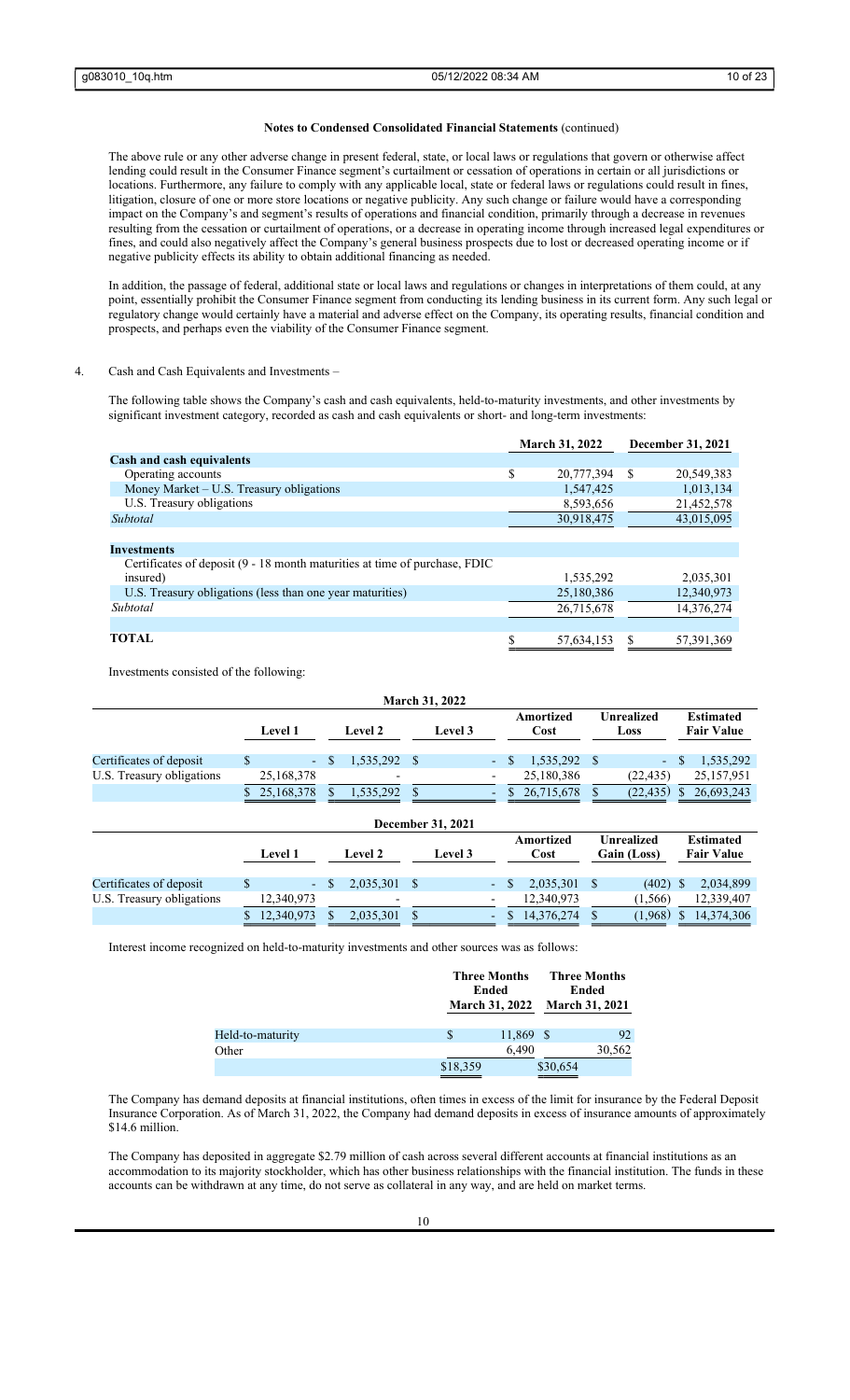**Notes to Condensed Consolidated Financial Statements** (continued)

The above rule or any other adverse change in present federal, state, or local laws or regulations that govern or otherwise affect lending could result in the Consumer Finance segment's curtailment or cessation of operations in certain or all jurisdictions or locations. Furthermore, any failure to comply with any applicable local, state or federal laws or regulations could result in fines, litigation, closure of one or more store locations or negative publicity. Any such change or failure would have a corresponding impact on the Company's and segment's results of operations and financial condition, primarily through a decrease in revenues resulting from the cessation or curtailment of operations, or a decrease in operating income through increased legal expenditures or fines, and could also negatively affect the Company's general business prospects due to lost or decreased operating income or if negative publicity effects its ability to obtain additional financing as needed.

In addition, the passage of federal, additional state or local laws and regulations or changes in interpretations of them could, at any point, essentially prohibit the Consumer Finance segment from conducting its lending business in its current form. Any such legal or regulatory change would certainly have a material and adverse effect on the Company, its operating results, financial condition and prospects, and perhaps even the viability of the Consumer Finance segment.

4. Cash and Cash Equivalents and Investments –

The following table shows the Company's cash and cash equivalents, held-to-maturity investments, and other investments by significant investment category, recorded as cash and cash equivalents or short- and long-term investments:

| | March 31, 2022 | December 31, 2021 |
|---|---|---|
| **Cash and cash equivalents** | | |
| Operating accounts | $ 20,777,394 | $ 20,549,383 |
| Money Market – U.S. Treasury obligations | 1,547,425 | 1,013,134 |
| U.S. Treasury obligations | 8,593,656 | 21,452,578 |
| *Subtotal* | 30,918,475 | 43,015,095 |
| | | |
| **Investments** | | |
| Certificates of deposit (9 - 18 month maturities at time of purchase, FDIC insured) | 1,535,292 | 2,035,301 |
| U.S. Treasury obligations (less than one year maturities) | 25,180,386 | 12,340,973 |
| *Subtotal* | 26,715,678 | 14,376,274 |
| | | |
| **TOTAL** | $ 57,634,153 | $ 57,391,369 |

Investments consisted of the following:

| March 31, 2022 | Level 1 | Level 2 | Level 3 | Amortized Cost | Unrealized Loss | Estimated Fair Value |
|---|---|---|---|---|---|---|
| Certificates of deposit | $ - | $ 1,535,292 | $ - | $ 1,535,292 | $ - | $ 1,535,292 |
| U.S. Treasury obligations | 25,168,378 | - | - | 25,180,386 | (22,435) | 25,157,951 |
| | $ 25,168,378 | $ 1,535,292 | $ - | $ 26,715,678 | $ (22,435) | $ 26,693,243 |

| December 31, 2021 | Level 1 | Level 2 | Level 3 | Amortized Cost | Unrealized Gain (Loss) | Estimated Fair Value |
|---|---|---|---|---|---|---|
| Certificates of deposit | $ - | $ 2,035,301 | $ - | $ 2,035,301 | $ (402) | $ 2,034,899 |
| U.S. Treasury obligations | 12,340,973 | - | - | 12,340,973 | (1,566) | 12,339,407 |
| | $ 12,340,973 | $ 2,035,301 | $ - | $ 14,376,274 | $ (1,968) | $ 14,374,306 |

Interest income recognized on held-to-maturity investments and other sources was as follows:

| | Three Months Ended March 31, 2022 | Three Months Ended March 31, 2021 |
|---|---|---|
| Held-to-maturity | $ 11,869 | $ 92 |
| Other | 6,490 | 30,562 |
| | $18,359 | $30,654 |

The Company has demand deposits at financial institutions, often times in excess of the limit for insurance by the Federal Deposit Insurance Corporation. As of March 31, 2022, the Company had demand deposits in excess of insurance amounts of approximately $14.6 million.

The Company has deposited in aggregate $2.79 million of cash across several different accounts at financial institutions as an accommodation to its majority stockholder, which has other business relationships with the financial institution. The funds in these accounts can be withdrawn at any time, do not serve as collateral in any way, and are held on market terms.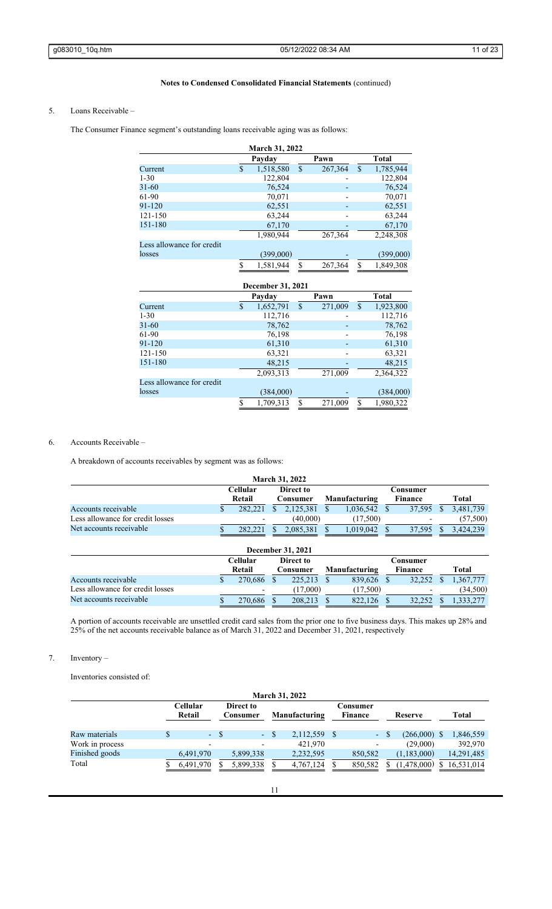**Notes to Condensed Consolidated Financial Statements** (continued)

5. Loans Receivable –

The Consumer Finance segment's outstanding loans receivable aging was as follows:

| March 31, 2022 | | | |
|---|---|---|---|
| | Payday | Pawn | Total |
| Current | $ 1,518,580 | $ 267,364 | $ 1,785,944 |
| 1-30 | 122,804 | - | 122,804 |
| 31-60 | 76,524 | - | 76,524 |
| 61-90 | 70,071 | - | 70,071 |
| 91-120 | 62,551 | - | 62,551 |
| 121-150 | 63,244 | - | 63,244 |
| 151-180 | 67,170 | - | 67,170 |
| | 1,980,944 | 267,364 | 2,248,308 |
| Less allowance for credit losses | (399,000) | - | (399,000) |
| | $ 1,581,944 | $ 267,364 | $ 1,849,308 |

| December 31, 2021 | | | |
|---|---|---|---|
| | Payday | Pawn | Total |
| Current | $ 1,652,791 | $ 271,009 | $ 1,923,800 |
| 1-30 | 112,716 | - | 112,716 |
| 31-60 | 78,762 | - | 78,762 |
| 61-90 | 76,198 | - | 76,198 |
| 91-120 | 61,310 | - | 61,310 |
| 121-150 | 63,321 | - | 63,321 |
| 151-180 | 48,215 | - | 48,215 |
| | 2,093,313 | 271,009 | 2,364,322 |
| Less allowance for credit losses | (384,000) | - | (384,000) |
| | $ 1,709,313 | $ 271,009 | $ 1,980,322 |

6. Accounts Receivable –

A breakdown of accounts receivables by segment was as follows:

| March 31, 2022 | | | | | |
|---|---|---|---|---|---|
| | Cellular Retail | Direct to Consumer | Manufacturing | Consumer Finance | Total |
| Accounts receivable | $ 282,221 | $ 2,125,381 | $ 1,036,542 | $ 37,595 | $ 3,481,739 |
| Less allowance for credit losses | - | (40,000) | (17,500) | - | (57,500) |
| Net accounts receivable | $ 282,221 | $ 2,085,381 | $ 1,019,042 | $ 37,595 | $ 3,424,239 |

| December 31, 2021 | | | | | |
|---|---|---|---|---|---|
| | Cellular Retail | Direct to Consumer | Manufacturing | Consumer Finance | Total |
| Accounts receivable | $ 270,686 | $ 225,213 | $ 839,626 | $ 32,252 | $ 1,367,777 |
| Less allowance for credit losses | - | (17,000) | (17,500) | - | (34,500) |
| Net accounts receivable | $ 270,686 | $ 208,213 | $ 822,126 | $ 32,252 | $ 1,333,277 |

A portion of accounts receivable are unsettled credit card sales from the prior one to five business days. This makes up 28% and 25% of the net accounts receivable balance as of March 31, 2022 and December 31, 2021, respectively

7. Inventory –

Inventories consisted of:

| March 31, 2022 | | | | | | |
|---|---|---|---|---|---|---|
| | Cellular Retail | Direct to Consumer | Manufacturing | Consumer Finance | Reserve | Total |
| Raw materials | $ - | $ - | $ 2,112,559 | $ - | $ (266,000) | $ 1,846,559 |
| Work in process | - | - | 421,970 | - | (29,000) | 392,970 |
| Finished goods | 6,491,970 | 5,899,338 | 2,232,595 | 850,582 | (1,183,000) | 14,291,485 |
| Total | $ 6,491,970 | $ 5,899,338 | $ 4,767,124 | $ 850,582 | $ (1,478,000) | $ 16,531,014 |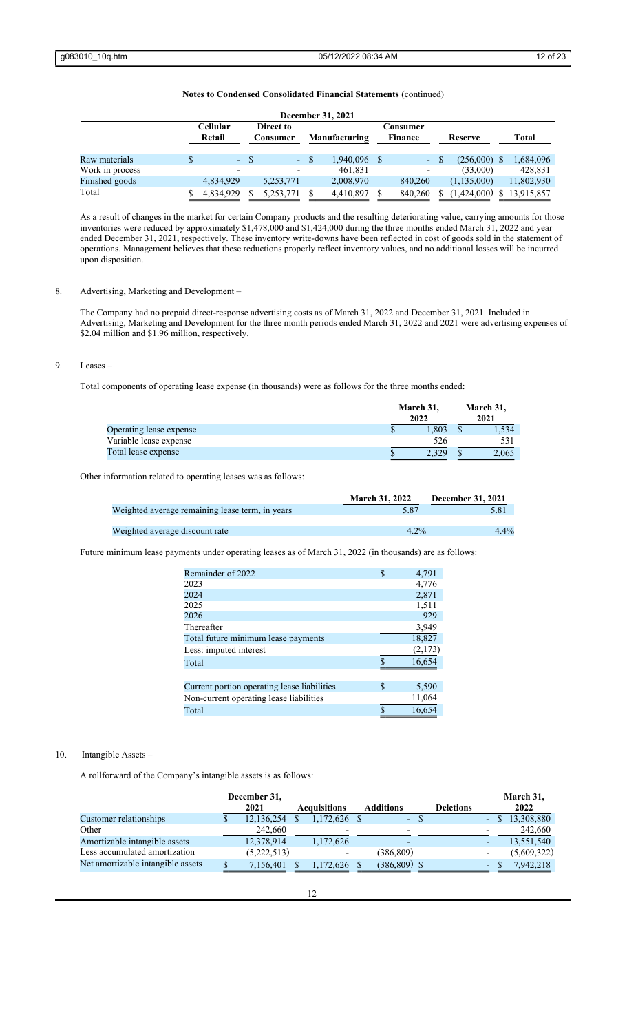**Notes to Condensed Consolidated Financial Statements** (continued)

| December 31, 2021 | | | | | | |
|---|---|---|---|---|---|---|
| | Cellular Retail | Direct to Consumer | Manufacturing | Consumer Finance | Reserve | Total |
| Raw materials | $ - | $ - | $ 1,940,096 | $ - | $ (256,000) | $ 1,684,096 |
| Work in process | - | - | 461,831 | - | (33,000) | 428,831 |
| Finished goods | 4,834,929 | 5,253,771 | 2,008,970 | 840,260 | (1,135,000) | 11,802,930 |
| Total | $ 4,834,929 | $ 5,253,771 | $ 4,410,897 | $ 840,260 | $ (1,424,000) | $ 13,915,857 |

As a result of changes in the market for certain Company products and the resulting deteriorating value, carrying amounts for those inventories were reduced by approximately $1,478,000 and $1,424,000 during the three months ended March 31, 2022 and year ended December 31, 2021, respectively. These inventory write-downs have been reflected in cost of goods sold in the statement of operations. Management believes that these reductions properly reflect inventory values, and no additional losses will be incurred upon disposition.

8. Advertising, Marketing and Development –

The Company had no prepaid direct-response advertising costs as of March 31, 2022 and December 31, 2021. Included in Advertising, Marketing and Development for the three month periods ended March 31, 2022 and 2021 were advertising expenses of $2.04 million and $1.96 million, respectively.

9. Leases –

Total components of operating lease expense (in thousands) were as follows for the three months ended:

| | March 31, 2022 | March 31, 2021 |
|---|---|---|
| Operating lease expense | $ 1,803 | $ 1,534 |
| Variable lease expense | 526 | 531 |
| Total lease expense | $ 2,329 | $ 2,065 |

Other information related to operating leases was as follows:

| | March 31, 2022 | December 31, 2021 |
|---|---|---|
| Weighted average remaining lease term, in years | 5.87 | 5.81 |
| Weighted average discount rate | 4.2% | 4.4% |

Future minimum lease payments under operating leases as of March 31, 2022 (in thousands) are as follows:

| | |
|---|---|
| Remainder of 2022 | $ 4,791 |
| 2023 | 4,776 |
| 2024 | 2,871 |
| 2025 | 1,511 |
| 2026 | 929 |
| Thereafter | 3,949 |
| Total future minimum lease payments | 18,827 |
| Less: imputed interest | (2,173) |
| Total | $ 16,654 |
| | |
| Current portion operating lease liabilities | $ 5,590 |
| Non-current operating lease liabilities | 11,064 |
| Total | $ 16,654 |

10. Intangible Assets –

A rollforward of the Company's intangible assets is as follows:

| | December 31, 2021 | Acquisitions | Additions | Deletions | March 31, 2022 |
|---|---|---|---|---|---|
| Customer relationships | $ 12,136,254 | $ 1,172,626 | $ - | $ - | $ 13,308,880 |
| Other | 242,660 | - | - | - | 242,660 |
| Amortizable intangible assets | 12,378,914 | 1,172,626 | - | - | 13,551,540 |
| Less accumulated amortization | (5,222,513) | - | (386,809) | - | (5,609,322) |
| Net amortizable intangible assets | $ 7,156,401 | $ 1,172,626 | $ (386,809) | $ - | $ 7,942,218 |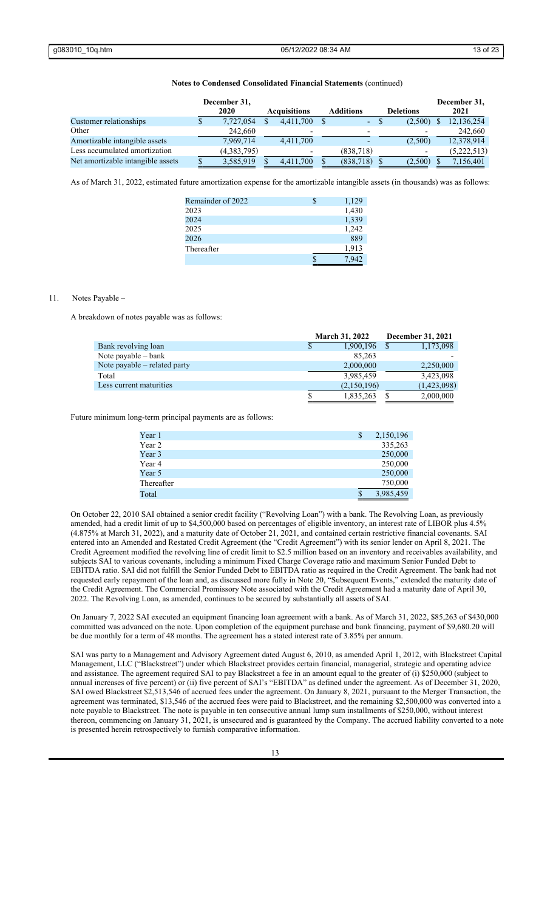**Notes to Condensed Consolidated Financial Statements** (continued)

| | December 31, 2020 | Acquisitions | Additions | Deletions | December 31, 2021 |
|---|---|---|---|---|---|
| Customer relationships | $ 7,727,054 | $ 4,411,700 | $ - | $ (2,500) | $ 12,136,254 |
| Other | 242,660 | - | - | - | 242,660 |
| Amortizable intangible assets | 7,969,714 | 4,411,700 | - | (2,500) | 12,378,914 |
| Less accumulated amortization | (4,383,795) | - | (838,718) | - | (5,222,513) |
| Net amortizable intangible assets | $ 3,585,919 | $ 4,411,700 | $ (838,718) | $ (2,500) | $ 7,156,401 |

As of March 31, 2022, estimated future amortization expense for the amortizable intangible assets (in thousands) was as follows:

| | |
|---|---|
| Remainder of 2022 | $ 1,129 |
| 2023 | 1,430 |
| 2024 | 1,339 |
| 2025 | 1,242 |
| 2026 | 889 |
| Thereafter | 1,913 |
| | $ 7,942 |

11. Notes Payable –

A breakdown of notes payable was as follows:

| | March 31, 2022 | December 31, 2021 |
|---|---|---|
| Bank revolving loan | $ 1,900,196 | $ 1,173,098 |
| Note payable – bank | 85,263 | - |
| Note payable – related party | 2,000,000 | 2,250,000 |
| Total | 3,985,459 | 3,423,098 |
| Less current maturities | (2,150,196) | (1,423,098) |
| | $ 1,835,263 | $ 2,000,000 |

Future minimum long-term principal payments are as follows:

| | |
|---|---|
| Year 1 | $ 2,150,196 |
| Year 2 | 335,263 |
| Year 3 | 250,000 |
| Year 4 | 250,000 |
| Year 5 | 250,000 |
| Thereafter | 750,000 |
| Total | $ 3,985,459 |

On October 22, 2010 SAI obtained a senior credit facility ("Revolving Loan") with a bank. The Revolving Loan, as previously amended, had a credit limit of up to $4,500,000 based on percentages of eligible inventory, an interest rate of LIBOR plus 4.5% (4.875% at March 31, 2022), and a maturity date of October 21, 2021, and contained certain restrictive financial covenants. SAI entered into an Amended and Restated Credit Agreement (the "Credit Agreement") with its senior lender on April 8, 2021. The Credit Agreement modified the revolving line of credit limit to $2.5 million based on an inventory and receivables availability, and subjects SAI to various covenants, including a minimum Fixed Charge Coverage ratio and maximum Senior Funded Debt to EBITDA ratio. SAI did not fulfill the Senior Funded Debt to EBITDA ratio as required in the Credit Agreement. The bank had not requested early repayment of the loan and, as discussed more fully in Note 20, "Subsequent Events," extended the maturity date of the Credit Agreement. The Commercial Promissory Note associated with the Credit Agreement had a maturity date of April 30, 2022. The Revolving Loan, as amended, continues to be secured by substantially all assets of SAI.

On January 7, 2022 SAI executed an equipment financing loan agreement with a bank. As of March 31, 2022, $85,263 of $430,000 committed was advanced on the note. Upon completion of the equipment purchase and bank financing, payment of $9,680.20 will be due monthly for a term of 48 months. The agreement has a stated interest rate of 3.85% per annum.

SAI was party to a Management and Advisory Agreement dated August 6, 2010, as amended April 1, 2012, with Blackstreet Capital Management, LLC ("Blackstreet") under which Blackstreet provides certain financial, managerial, strategic and operating advice and assistance. The agreement required SAI to pay Blackstreet a fee in an amount equal to the greater of (i) $250,000 (subject to annual increases of five percent) or (ii) five percent of SAI's "EBITDA" as defined under the agreement. As of December 31, 2020, SAI owed Blackstreet $2,513,546 of accrued fees under the agreement. On January 8, 2021, pursuant to the Merger Transaction, the agreement was terminated, $13,546 of the accrued fees were paid to Blackstreet, and the remaining $2,500,000 was converted into a note payable to Blackstreet. The note is payable in ten consecutive annual lump sum installments of $250,000, without interest thereon, commencing on January 31, 2021, is unsecured and is guaranteed by the Company. The accrued liability converted to a note is presented herein retrospectively to furnish comparative information.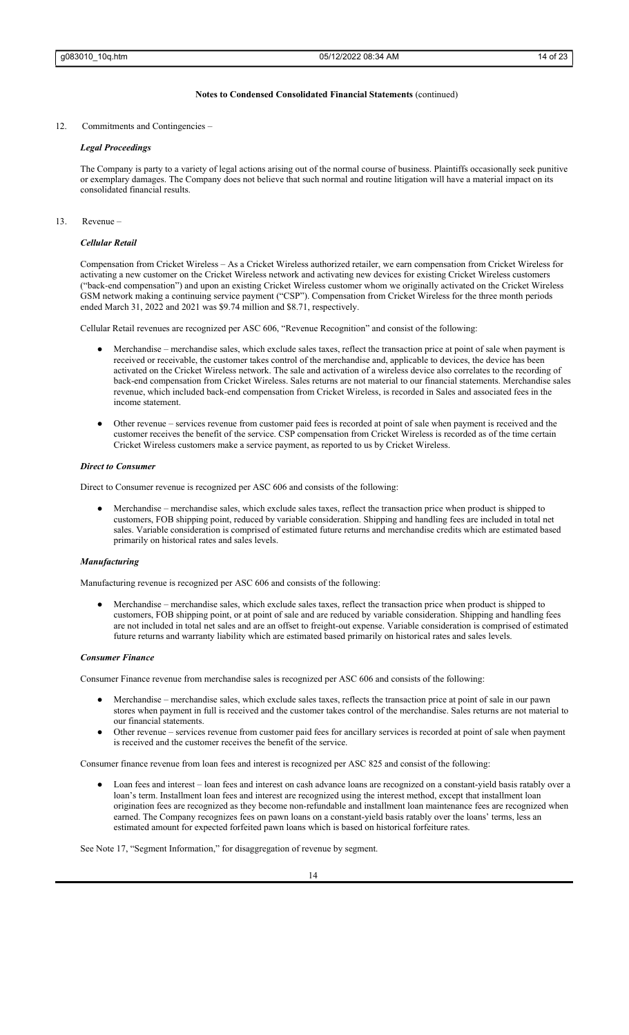**Notes to Condensed Consolidated Financial Statements** (continued)

12. Commitments and Contingencies –

*Legal Proceedings*

The Company is party to a variety of legal actions arising out of the normal course of business. Plaintiffs occasionally seek punitive or exemplary damages. The Company does not believe that such normal and routine litigation will have a material impact on its consolidated financial results.

13. Revenue –

***Cellular Retail***

Compensation from Cricket Wireless – As a Cricket Wireless authorized retailer, we earn compensation from Cricket Wireless for activating a new customer on the Cricket Wireless network and activating new devices for existing Cricket Wireless customers ("back-end compensation") and upon an existing Cricket Wireless customer whom we originally activated on the Cricket Wireless GSM network making a continuing service payment ("CSP"). Compensation from Cricket Wireless for the three month periods ended March 31, 2022 and 2021 was $9.74 million and $8.71, respectively.

Cellular Retail revenues are recognized per ASC 606, "Revenue Recognition" and consist of the following:

- Merchandise – merchandise sales, which exclude sales taxes, reflect the transaction price at point of sale when payment is received or receivable, the customer takes control of the merchandise and, applicable to devices, the device has been activated on the Cricket Wireless network. The sale and activation of a wireless device also correlates to the recording of back-end compensation from Cricket Wireless. Sales returns are not material to our financial statements. Merchandise sales revenue, which included back-end compensation from Cricket Wireless, is recorded in Sales and associated fees in the income statement.
- Other revenue – services revenue from customer paid fees is recorded at point of sale when payment is received and the customer receives the benefit of the service. CSP compensation from Cricket Wireless is recorded as of the time certain Cricket Wireless customers make a service payment, as reported to us by Cricket Wireless.

***Direct to Consumer***

Direct to Consumer revenue is recognized per ASC 606 and consists of the following:

- Merchandise – merchandise sales, which exclude sales taxes, reflect the transaction price when product is shipped to customers, FOB shipping point, reduced by variable consideration. Shipping and handling fees are included in total net sales. Variable consideration is comprised of estimated future returns and merchandise credits which are estimated based primarily on historical rates and sales levels.

***Manufacturing***

Manufacturing revenue is recognized per ASC 606 and consists of the following:

- Merchandise – merchandise sales, which exclude sales taxes, reflect the transaction price when product is shipped to customers, FOB shipping point, or at point of sale and are reduced by variable consideration. Shipping and handling fees are not included in total net sales and are an offset to freight-out expense. Variable consideration is comprised of estimated future returns and warranty liability which are estimated based primarily on historical rates and sales levels.

***Consumer Finance***

Consumer Finance revenue from merchandise sales is recognized per ASC 606 and consists of the following:

- Merchandise – merchandise sales, which exclude sales taxes, reflects the transaction price at point of sale in our pawn stores when payment in full is received and the customer takes control of the merchandise. Sales returns are not material to our financial statements.
- Other revenue – services revenue from customer paid fees for ancillary services is recorded at point of sale when payment is received and the customer receives the benefit of the service.

Consumer finance revenue from loan fees and interest is recognized per ASC 825 and consist of the following:

- Loan fees and interest – loan fees and interest on cash advance loans are recognized on a constant-yield basis ratably over a loan's term. Installment loan fees and interest are recognized using the interest method, except that installment loan origination fees are recognized as they become non-refundable and installment loan maintenance fees are recognized when earned. The Company recognizes fees on pawn loans on a constant-yield basis ratably over the loans' terms, less an estimated amount for expected forfeited pawn loans which is based on historical forfeiture rates.

See Note 17, "Segment Information," for disaggregation of revenue by segment.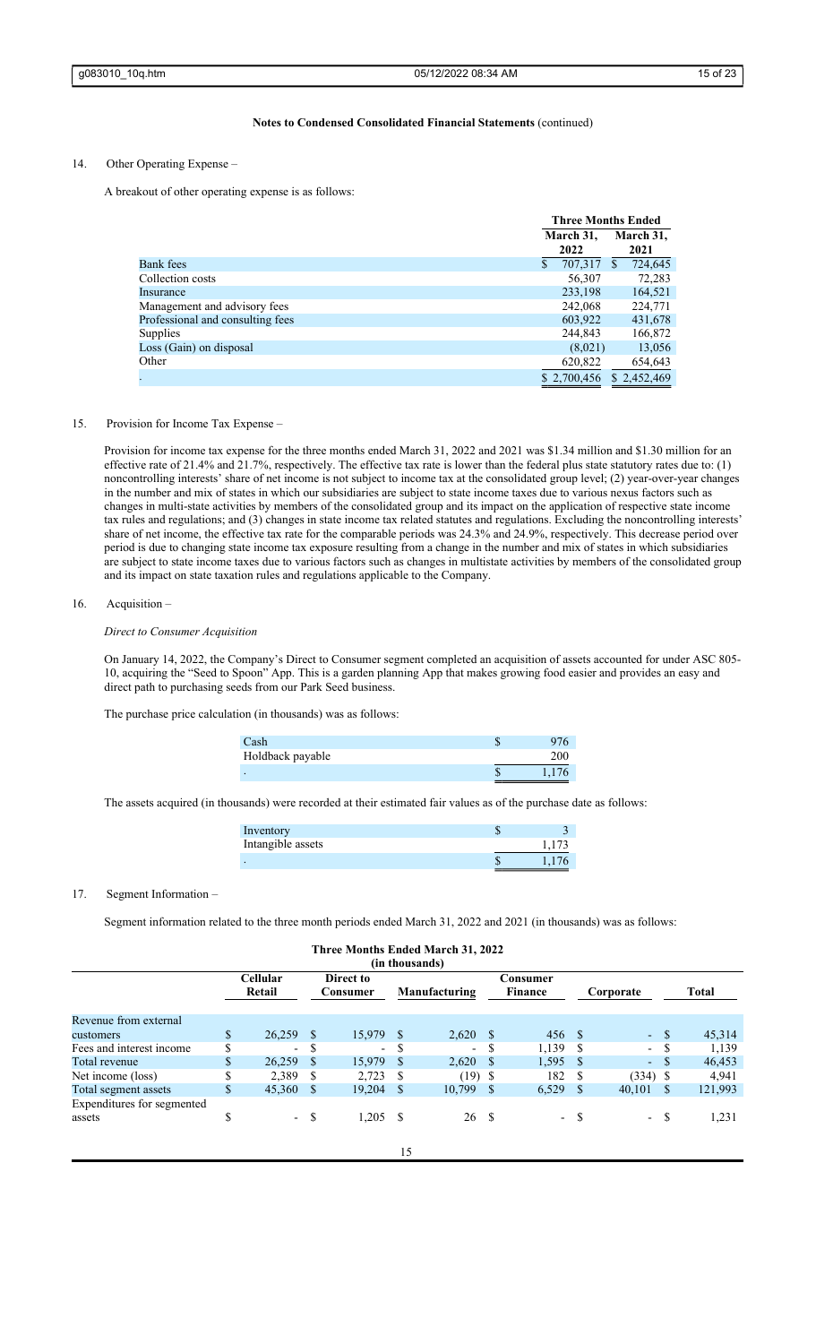**Notes to Condensed Consolidated Financial Statements** (continued)

14. Other Operating Expense –

A breakout of other operating expense is as follows:

| | Three Months Ended | |
|---|---|---|
| | March 31, 2022 | March 31, 2021 |
| Bank fees | $ 707,317 | $ 724,645 |
| Collection costs | 56,307 | 72,283 |
| Insurance | 233,198 | 164,521 |
| Management and advisory fees | 242,068 | 224,771 |
| Professional and consulting fees | 603,922 | 431,678 |
| Supplies | 244,843 | 166,872 |
| Loss (Gain) on disposal | (8,021) | 13,056 |
| Other | 620,822 | 654,643 |
| . | $ 2,700,456 | $ 2,452,469 |

15. Provision for Income Tax Expense –

Provision for income tax expense for the three months ended March 31, 2022 and 2021 was $1.34 million and $1.30 million for an effective rate of 21.4% and 21.7%, respectively. The effective tax rate is lower than the federal plus state statutory rates due to: (1) noncontrolling interests' share of net income is not subject to income tax at the consolidated group level; (2) year-over-year changes in the number and mix of states in which our subsidiaries are subject to state income taxes due to various nexus factors such as changes in multi-state activities by members of the consolidated group and its impact on the application of respective state income tax rules and regulations; and (3) changes in state income tax related statutes and regulations. Excluding the noncontrolling interests' share of net income, the effective tax rate for the comparable periods was 24.3% and 24.9%, respectively. This decrease period over period is due to changing state income tax exposure resulting from a change in the number and mix of states in which subsidiaries are subject to state income taxes due to various factors such as changes in multistate activities by members of the consolidated group and its impact on state taxation rules and regulations applicable to the Company.

16. Acquisition –

*Direct to Consumer Acquisition*

On January 14, 2022, the Company's Direct to Consumer segment completed an acquisition of assets accounted for under ASC 805-10, acquiring the "Seed to Spoon" App. This is a garden planning App that makes growing food easier and provides an easy and direct path to purchasing seeds from our Park Seed business.

The purchase price calculation (in thousands) was as follows:

| | |
|---|---|
| Cash | $ 976 |
| Holdback payable | 200 |
| . | $ 1,176 |

The assets acquired (in thousands) were recorded at their estimated fair values as of the purchase date as follows:

| | |
|---|---|
| Inventory | $ 3 |
| Intangible assets | 1,173 |
| . | $ 1,176 |

17. Segment Information –

Segment information related to the three month periods ended March 31, 2022 and 2021 (in thousands) was as follows:

**Three Months Ended March 31, 2022 (in thousands)**

| | Cellular Retail | Direct to Consumer | Manufacturing | Consumer Finance | Corporate | Total |
|---|---|---|---|---|---|---|
| Revenue from external customers | $ 26,259 | $ 15,979 | $ 2,620 | $ 456 | $ - | $ 45,314 |
| Fees and interest income | $ - | $ - | $ - | $ 1,139 | $ - | $ 1,139 |
| Total revenue | $ 26,259 | $ 15,979 | $ 2,620 | $ 1,595 | $ - | $ 46,453 |
| Net income (loss) | $ 2,389 | $ 2,723 | $ (19) | $ 182 | $ (334) | $ 4,941 |
| Total segment assets | $ 45,360 | $ 19,204 | $ 10,799 | $ 6,529 | $ 40,101 | $ 121,993 |
| Expenditures for segmented assets | $ - | $ 1,205 | $ 26 | $ - | $ - | $ 1,231 |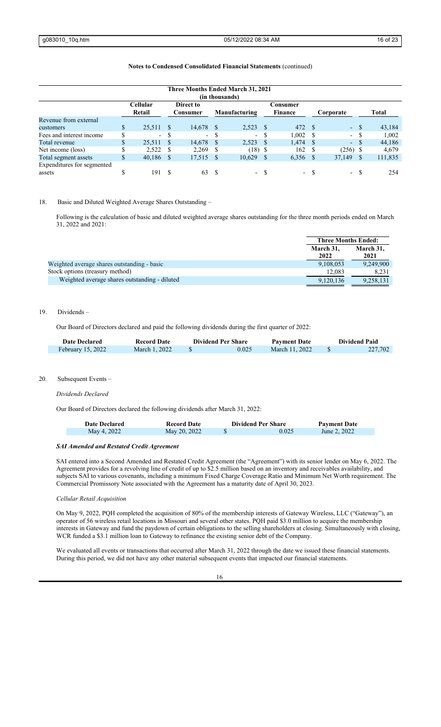**Notes to Condensed Consolidated Financial Statements** (continued)

| Three Months Ended March 31, 2021 (in thousands) | | | | | | |
|---|---|---|---|---|---|---|
| | Cellular Retail | Direct to Consumer | Manufacturing | Consumer Finance | Corporate | Total |
| Revenue from external customers | $ 25,511 | $ 14,678 | $ 2,523 | $ 472 | $ - | $ 43,184 |
| Fees and interest income | $ - | $ - | $ - | $ 1,002 | $ - | $ 1,002 |
| Total revenue | $ 25,511 | $ 14,678 | $ 2,523 | $ 1,474 | $ - | $ 44,186 |
| Net income (loss) | $ 2,522 | $ 2,269 | $ (18) | $ 162 | $ (256) | $ 4,679 |
| Total segment assets | $ 40,186 | $ 17,515 | $ 10,629 | $ 6,356 | $ 37,149 | $ 111,835 |
| Expenditures for segmented assets | $ 191 | $ 63 | $ - | $ - | $ - | $ 254 |

18. Basic and Diluted Weighted Average Shares Outstanding –

Following is the calculation of basic and diluted weighted average shares outstanding for the three month periods ended on March 31, 2022 and 2021:

| | Three Months Ended: | |
|---|---|---|
| | March 31, 2022 | March 31, 2021 |
| Weighted average shares outstanding - basic | 9,108,053 | 9,249,900 |
| Stock options (treasury method) | 12,083 | 8,231 |
| Weighted average shares outstanding - diluted | 9,120,136 | 9,258,131 |

19. Dividends –

Our Board of Directors declared and paid the following dividends during the first quarter of 2022:

| Date Declared | Record Date | Dividend Per Share | Payment Date | Dividend Paid |
|---|---|---|---|---|
| February 15, 2022 | March 1, 2022 | $ 0.025 | March 11, 2022 | $ 227,702 |

20. Subsequent Events –

*Dividends Declared*

Our Board of Directors declared the following dividends after March 31, 2022:

| Date Declared | Record Date | Dividend Per Share | Payment Date |
|---|---|---|---|
| May 4, 2022 | May 20, 2022 | $ 0.025 | June 2, 2022 |

***SAI Amended and Restated Credit Agreement***

SAI entered into a Second Amended and Restated Credit Agreement (the "Agreement") with its senior lender on May 6, 2022. The Agreement provides for a revolving line of credit of up to $2.5 million based on an inventory and receivables availability, and subjects SAI to various covenants, including a minimum Fixed Charge Coverage Ratio and Minimum Net Worth requirement. The Commercial Promissory Note associated with the Agreement has a maturity date of April 30, 2023.

*Cellular Retail Acquisition*

On May 9, 2022, PQH completed the acquisition of 80% of the membership interests of Gateway Wireless, LLC ("Gateway"), an operator of 56 wireless retail locations in Missouri and several other states. PQH paid $3.0 million to acquire the membership interests in Gateway and fund the paydown of certain obligations to the selling shareholders at closing. Simultaneously with closing, WCR funded a $3.1 million loan to Gateway to refinance the existing senior debt of the Company.

We evaluated all events or transactions that occurred after March 31, 2022 through the date we issued these financial statements. During this period, we did not have any other material subsequent events that impacted our financial statements.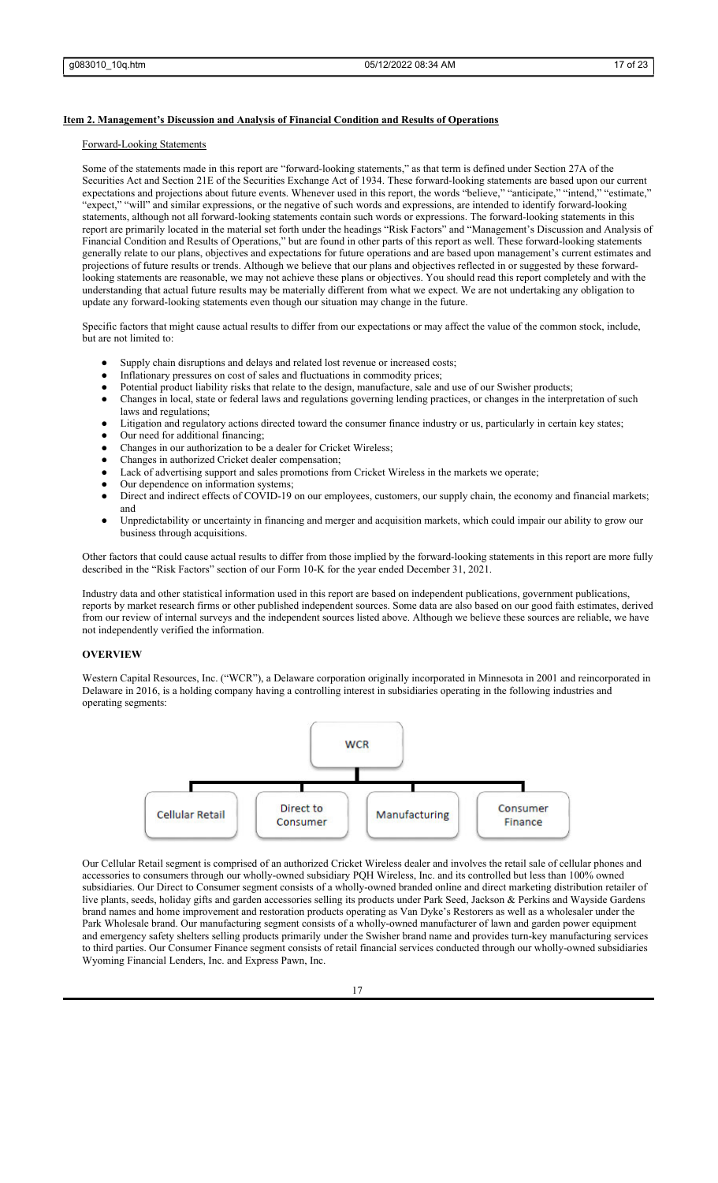## Item 2. Management's Discussion and Analysis of Financial Condition and Results of Operations

### Forward-Looking Statements

Some of the statements made in this report are "forward-looking statements," as that term is defined under Section 27A of the Securities Act and Section 21E of the Securities Exchange Act of 1934. These forward-looking statements are based upon our current expectations and projections about future events. Whenever used in this report, the words "believe," "anticipate," "intend," "estimate," "expect," "will" and similar expressions, or the negative of such words and expressions, are intended to identify forward-looking statements, although not all forward-looking statements contain such words or expressions. The forward-looking statements in this report are primarily located in the material set forth under the headings "Risk Factors" and "Management's Discussion and Analysis of Financial Condition and Results of Operations," but are found in other parts of this report as well. These forward-looking statements generally relate to our plans, objectives and expectations for future operations and are based upon management's current estimates and projections of future results or trends. Although we believe that our plans and objectives reflected in or suggested by these forward-looking statements are reasonable, we may not achieve these plans or objectives. You should read this report completely and with the understanding that actual future results may be materially different from what we expect. We are not undertaking any obligation to update any forward-looking statements even though our situation may change in the future.

Specific factors that might cause actual results to differ from our expectations or may affect the value of the common stock, include, but are not limited to:

- Supply chain disruptions and delays and related lost revenue or increased costs;
- Inflationary pressures on cost of sales and fluctuations in commodity prices;
- Potential product liability risks that relate to the design, manufacture, sale and use of our Swisher products;
- Changes in local, state or federal laws and regulations governing lending practices, or changes in the interpretation of such laws and regulations;
- Litigation and regulatory actions directed toward the consumer finance industry or us, particularly in certain key states;
- Our need for additional financing;
- Changes in our authorization to be a dealer for Cricket Wireless;
- Changes in authorized Cricket dealer compensation;
- Lack of advertising support and sales promotions from Cricket Wireless in the markets we operate;
- Our dependence on information systems;
- Direct and indirect effects of COVID-19 on our employees, customers, our supply chain, the economy and financial markets; and
- Unpredictability or uncertainty in financing and merger and acquisition markets, which could impair our ability to grow our business through acquisitions.

Other factors that could cause actual results to differ from those implied by the forward-looking statements in this report are more fully described in the "Risk Factors" section of our Form 10-K for the year ended December 31, 2021.

Industry data and other statistical information used in this report are based on independent publications, government publications, reports by market research firms or other published independent sources. Some data are also based on our good faith estimates, derived from our review of internal surveys and the independent sources listed above. Although we believe these sources are reliable, we have not independently verified the information.

### OVERVIEW

Western Capital Resources, Inc. ("WCR"), a Delaware corporation originally incorporated in Minnesota in 2001 and reincorporated in Delaware in 2016, is a holding company having a controlling interest in subsidiaries operating in the following industries and operating segments:

WCR
- Cellular Retail
- Direct to Consumer
- Manufacturing
- Consumer Finance

Our Cellular Retail segment is comprised of an authorized Cricket Wireless dealer and involves the retail sale of cellular phones and accessories to consumers through our wholly-owned subsidiary PQH Wireless, Inc. and its controlled but less than 100% owned subsidiaries. Our Direct to Consumer segment consists of a wholly-owned branded online and direct marketing distribution retailer of live plants, seeds, holiday gifts and garden accessories selling its products under Park Seed, Jackson & Perkins and Wayside Gardens brand names and home improvement and restoration products operating as Van Dyke's Restorers as well as a wholesaler under the Park Wholesale brand. Our manufacturing segment consists of a wholly-owned manufacturer of lawn and garden power equipment and emergency safety shelters selling products primarily under the Swisher brand name and provides turn-key manufacturing services to third parties. Our Consumer Finance segment consists of retail financial services conducted through our wholly-owned subsidiaries Wyoming Financial Lenders, Inc. and Express Pawn, Inc.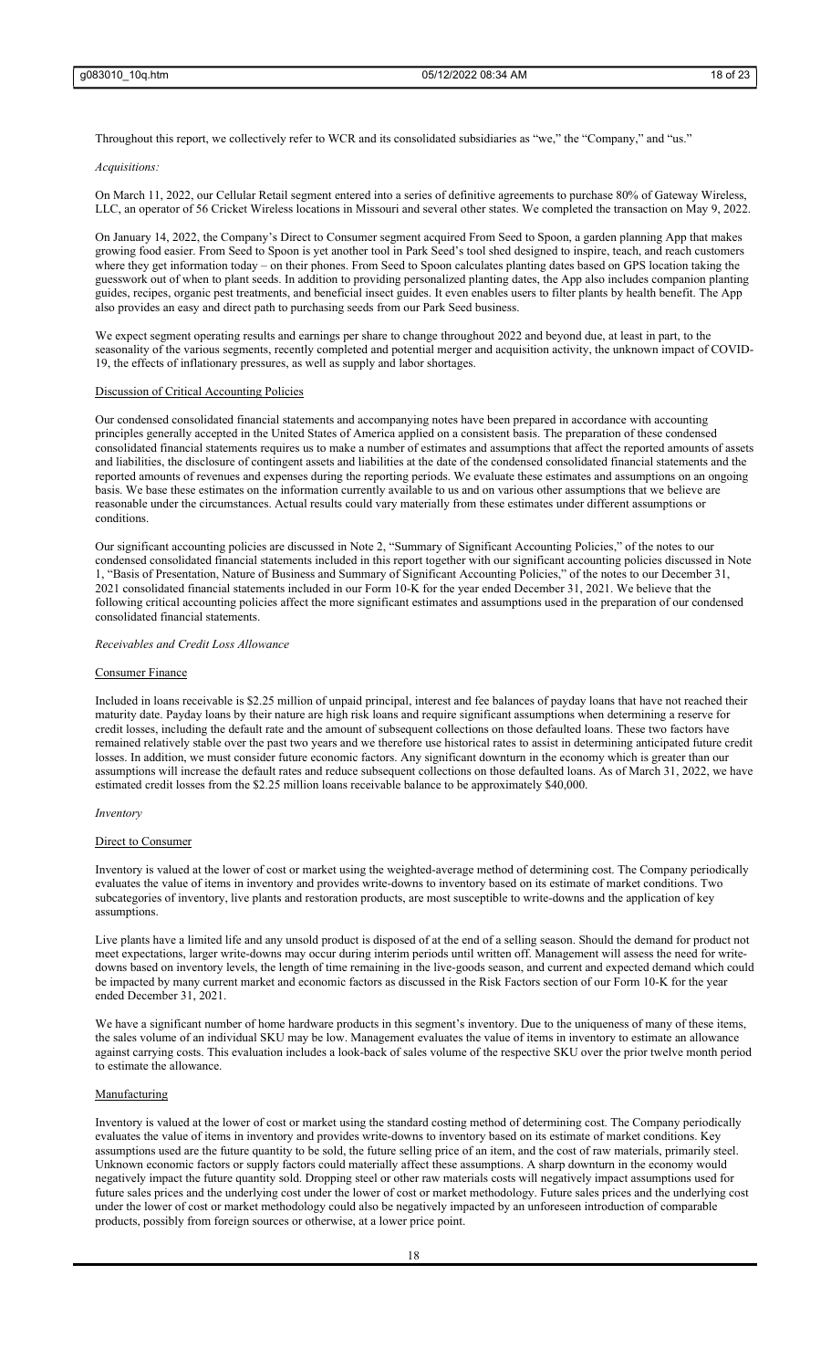Throughout this report, we collectively refer to WCR and its consolidated subsidiaries as "we," the "Company," and "us."

*Acquisitions:*

On March 11, 2022, our Cellular Retail segment entered into a series of definitive agreements to purchase 80% of Gateway Wireless, LLC, an operator of 56 Cricket Wireless locations in Missouri and several other states. We completed the transaction on May 9, 2022.

On January 14, 2022, the Company's Direct to Consumer segment acquired From Seed to Spoon, a garden planning App that makes growing food easier. From Seed to Spoon is yet another tool in Park Seed's tool shed designed to inspire, teach, and reach customers where they get information today – on their phones. From Seed to Spoon calculates planting dates based on GPS location taking the guesswork out of when to plant seeds. In addition to providing personalized planting dates, the App also includes companion planting guides, recipes, organic pest treatments, and beneficial insect guides. It even enables users to filter plants by health benefit. The App also provides an easy and direct path to purchasing seeds from our Park Seed business.

We expect segment operating results and earnings per share to change throughout 2022 and beyond due, at least in part, to the seasonality of the various segments, recently completed and potential merger and acquisition activity, the unknown impact of COVID-19, the effects of inflationary pressures, as well as supply and labor shortages.

Discussion of Critical Accounting Policies

Our condensed consolidated financial statements and accompanying notes have been prepared in accordance with accounting principles generally accepted in the United States of America applied on a consistent basis. The preparation of these condensed consolidated financial statements requires us to make a number of estimates and assumptions that affect the reported amounts of assets and liabilities, the disclosure of contingent assets and liabilities at the date of the condensed consolidated financial statements and the reported amounts of revenues and expenses during the reporting periods. We evaluate these estimates and assumptions on an ongoing basis. We base these estimates on the information currently available to us and on various other assumptions that we believe are reasonable under the circumstances. Actual results could vary materially from these estimates under different assumptions or conditions.

Our significant accounting policies are discussed in Note 2, "Summary of Significant Accounting Policies," of the notes to our condensed consolidated financial statements included in this report together with our significant accounting policies discussed in Note 1, "Basis of Presentation, Nature of Business and Summary of Significant Accounting Policies," of the notes to our December 31, 2021 consolidated financial statements included in our Form 10-K for the year ended December 31, 2021. We believe that the following critical accounting policies affect the more significant estimates and assumptions used in the preparation of our condensed consolidated financial statements.

*Receivables and Credit Loss Allowance*

Consumer Finance

Included in loans receivable is $2.25 million of unpaid principal, interest and fee balances of payday loans that have not reached their maturity date. Payday loans by their nature are high risk loans and require significant assumptions when determining a reserve for credit losses, including the default rate and the amount of subsequent collections on those defaulted loans. These two factors have remained relatively stable over the past two years and we therefore use historical rates to assist in determining anticipated future credit losses. In addition, we must consider future economic factors. Any significant downturn in the economy which is greater than our assumptions will increase the default rates and reduce subsequent collections on those defaulted loans. As of March 31, 2022, we have estimated credit losses from the $2.25 million loans receivable balance to be approximately $40,000.

*Inventory*

Direct to Consumer

Inventory is valued at the lower of cost or market using the weighted-average method of determining cost. The Company periodically evaluates the value of items in inventory and provides write-downs to inventory based on its estimate of market conditions. Two subcategories of inventory, live plants and restoration products, are most susceptible to write-downs and the application of key assumptions.

Live plants have a limited life and any unsold product is disposed of at the end of a selling season. Should the demand for product not meet expectations, larger write-downs may occur during interim periods until written off. Management will assess the need for write-downs based on inventory levels, the length of time remaining in the live-goods season, and current and expected demand which could be impacted by many current market and economic factors as discussed in the Risk Factors section of our Form 10-K for the year ended December 31, 2021.

We have a significant number of home hardware products in this segment's inventory. Due to the uniqueness of many of these items, the sales volume of an individual SKU may be low. Management evaluates the value of items in inventory to estimate an allowance against carrying costs. This evaluation includes a look-back of sales volume of the respective SKU over the prior twelve month period to estimate the allowance.

Manufacturing

Inventory is valued at the lower of cost or market using the standard costing method of determining cost. The Company periodically evaluates the value of items in inventory and provides write-downs to inventory based on its estimate of market conditions. Key assumptions used are the future quantity to be sold, the future selling price of an item, and the cost of raw materials, primarily steel. Unknown economic factors or supply factors could materially affect these assumptions. A sharp downturn in the economy would negatively impact the future quantity sold. Dropping steel or other raw materials costs will negatively impact assumptions used for future sales prices and the underlying cost under the lower of cost or market methodology. Future sales prices and the underlying cost under the lower of cost or market methodology could also be negatively impacted by an unforeseen introduction of comparable products, possibly from foreign sources or otherwise, at a lower price point.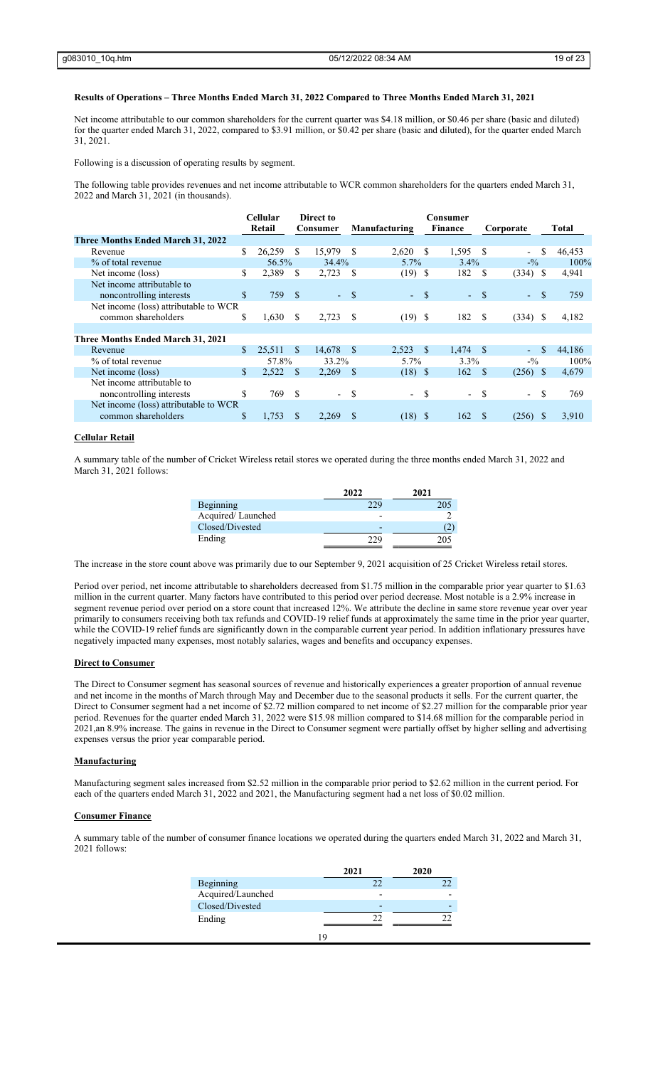**Results of Operations – Three Months Ended March 31, 2022 Compared to Three Months Ended March 31, 2021**

Net income attributable to our common shareholders for the current quarter was $4.18 million, or $0.46 per share (basic and diluted) for the quarter ended March 31, 2022, compared to $3.91 million, or $0.42 per share (basic and diluted), for the quarter ended March 31, 2021.

Following is a discussion of operating results by segment.

The following table provides revenues and net income attributable to WCR common shareholders for the quarters ended March 31, 2022 and March 31, 2021 (in thousands).

| | Cellular Retail | Direct to Consumer | Manufacturing | Consumer Finance | Corporate | Total |
|---|---|---|---|---|---|---|
| **Three Months Ended March 31, 2022** | | | | | | |
| Revenue | $ 26,259 | $ 15,979 | $ 2,620 | $ 1,595 | $ - | $ 46,453 |
| % of total revenue | 56.5% | 34.4% | 5.7% | 3.4% | -% | 100% |
| Net income (loss) | $ 2,389 | $ 2,723 | $ (19) | $ 182 | $ (334) | $ 4,941 |
| Net income attributable to noncontrolling interests | $ 759 | $ - | $ - | $ - | $ - | $ 759 |
| Net income (loss) attributable to WCR common shareholders | $ 1,630 | $ 2,723 | $ (19) | $ 182 | $ (334) | $ 4,182 |
| **Three Months Ended March 31, 2021** | | | | | | |
| Revenue | $ 25,511 | $ 14,678 | $ 2,523 | $ 1,474 | $ - | $ 44,186 |
| % of total revenue | 57.8% | 33.2% | 5.7% | 3.3% | -% | 100% |
| Net income (loss) | $ 2,522 | $ 2,269 | $ (18) | $ 162 | $ (256) | $ 4,679 |
| Net income attributable to noncontrolling interests | $ 769 | $ - | $ - | $ - | $ - | $ 769 |
| Net income (loss) attributable to WCR common shareholders | $ 1,753 | $ 2,269 | $ (18) | $ 162 | $ (256) | $ 3,910 |

**Cellular Retail**

A summary table of the number of Cricket Wireless retail stores we operated during the three months ended March 31, 2022 and March 31, 2021 follows:

| | 2022 | 2021 |
|---|---|---|
| Beginning | 229 | 205 |
| Acquired/ Launched | - | 2 |
| Closed/Divested | - | (2) |
| Ending | 229 | 205 |

The increase in the store count above was primarily due to our September 9, 2021 acquisition of 25 Cricket Wireless retail stores.

Period over period, net income attributable to shareholders decreased from $1.75 million in the comparable prior year quarter to $1.63 million in the current quarter. Many factors have contributed to this period over period decrease. Most notable is a 2.9% increase in segment revenue period over period on a store count that increased 12%. We attribute the decline in same store revenue year over year primarily to consumers receiving both tax refunds and COVID-19 relief funds at approximately the same time in the prior year quarter, while the COVID-19 relief funds are significantly down in the comparable current year period. In addition inflationary pressures have negatively impacted many expenses, most notably salaries, wages and benefits and occupancy expenses.

**Direct to Consumer**

The Direct to Consumer segment has seasonal sources of revenue and historically experiences a greater proportion of annual revenue and net income in the months of March through May and December due to the seasonal products it sells. For the current quarter, the Direct to Consumer segment had a net income of $2.72 million compared to net income of $2.27 million for the comparable prior year period. Revenues for the quarter ended March 31, 2022 were $15.98 million compared to $14.68 million for the comparable period in 2021,an 8.9% increase. The gains in revenue in the Direct to Consumer segment were partially offset by higher selling and advertising expenses versus the prior year comparable period.

**Manufacturing**

Manufacturing segment sales increased from $2.52 million in the comparable prior period to $2.62 million in the current period. For each of the quarters ended March 31, 2022 and 2021, the Manufacturing segment had a net loss of $0.02 million.

**Consumer Finance**

A summary table of the number of consumer finance locations we operated during the quarters ended March 31, 2022 and March 31, 2021 follows:

| | 2021 | 2020 |
|---|---|---|
| Beginning | 22 | 22 |
| Acquired/Launched | - | - |
| Closed/Divested | - | - |
| Ending | 22 | 22 |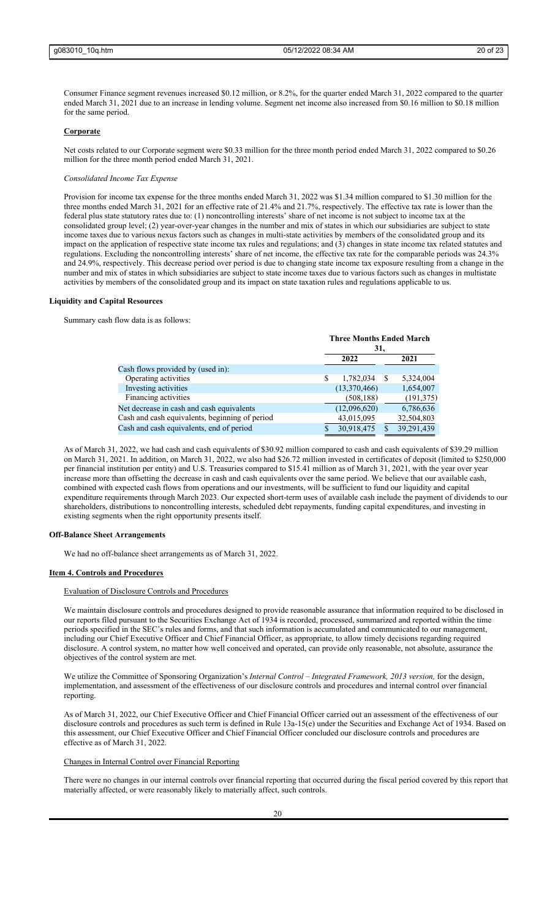Consumer Finance segment revenues increased $0.12 million, or 8.2%, for the quarter ended March 31, 2022 compared to the quarter ended March 31, 2021 due to an increase in lending volume. Segment net income also increased from $0.16 million to $0.18 million for the same period.

**Corporate**

Net costs related to our Corporate segment were $0.33 million for the three month period ended March 31, 2022 compared to $0.26 million for the three month period ended March 31, 2021.

*Consolidated Income Tax Expense*

Provision for income tax expense for the three months ended March 31, 2022 was $1.34 million compared to $1.30 million for the three months ended March 31, 2021 for an effective rate of 21.4% and 21.7%, respectively. The effective tax rate is lower than the federal plus state statutory rates due to: (1) noncontrolling interests' share of net income is not subject to income tax at the consolidated group level; (2) year-over-year changes in the number and mix of states in which our subsidiaries are subject to state income taxes due to various nexus factors such as changes in multi-state activities by members of the consolidated group and its impact on the application of respective state income tax rules and regulations; and (3) changes in state income tax related statutes and regulations. Excluding the noncontrolling interests' share of net income, the effective tax rate for the comparable periods was 24.3% and 24.9%, respectively. This decrease period over period is due to changing state income tax exposure resulting from a change in the number and mix of states in which subsidiaries are subject to state income taxes due to various factors such as changes in multistate activities by members of the consolidated group and its impact on state taxation rules and regulations applicable to us.

## Liquidity and Capital Resources

Summary cash flow data is as follows:

| | Three Months Ended March 31, | |
|---|---|---|
| | 2022 | 2021 |
| Cash flows provided by (used in): | | |
| Operating activities | $ 1,782,034 | $ 5,324,004 |
| Investing activities | (13,370,466) | 1,654,007 |
| Financing activities | (508,188) | (191,375) |
| Net decrease in cash and cash equivalents | (12,096,620) | 6,786,636 |
| Cash and cash equivalents, beginning of period | 43,015,095 | 32,504,803 |
| Cash and cash equivalents, end of period | $ 30,918,475 | $ 39,291,439 |

As of March 31, 2022, we had cash and cash equivalents of $30.92 million compared to cash and cash equivalents of $39.29 million on March 31, 2021. In addition, on March 31, 2022, we also had $26.72 million invested in certificates of deposit (limited to $250,000 per financial institution per entity) and U.S. Treasuries compared to $15.41 million as of March 31, 2021, with the year over year increase more than offsetting the decrease in cash and cash equivalents over the same period. We believe that our available cash, combined with expected cash flows from operations and our investments, will be sufficient to fund our liquidity and capital expenditure requirements through March 2023. Our expected short-term uses of available cash include the payment of dividends to our shareholders, distributions to noncontrolling interests, scheduled debt repayments, funding capital expenditures, and investing in existing segments when the right opportunity presents itself.

## Off-Balance Sheet Arrangements

We had no off-balance sheet arrangements as of March 31, 2022.

## Item 4. Controls and Procedures

### Evaluation of Disclosure Controls and Procedures

We maintain disclosure controls and procedures designed to provide reasonable assurance that information required to be disclosed in our reports filed pursuant to the Securities Exchange Act of 1934 is recorded, processed, summarized and reported within the time periods specified in the SEC's rules and forms, and that such information is accumulated and communicated to our management, including our Chief Executive Officer and Chief Financial Officer, as appropriate, to allow timely decisions regarding required disclosure. A control system, no matter how well conceived and operated, can provide only reasonable, not absolute, assurance the objectives of the control system are met.

We utilize the Committee of Sponsoring Organization's *Internal Control – Integrated Framework, 2013 version,* for the design, implementation, and assessment of the effectiveness of our disclosure controls and procedures and internal control over financial reporting.

As of March 31, 2022, our Chief Executive Officer and Chief Financial Officer carried out an assessment of the effectiveness of our disclosure controls and procedures as such term is defined in Rule 13a-15(e) under the Securities and Exchange Act of 1934. Based on this assessment, our Chief Executive Officer and Chief Financial Officer concluded our disclosure controls and procedures are effective as of March 31, 2022.

### Changes in Internal Control over Financial Reporting

There were no changes in our internal controls over financial reporting that occurred during the fiscal period covered by this report that materially affected, or were reasonably likely to materially affect, such controls.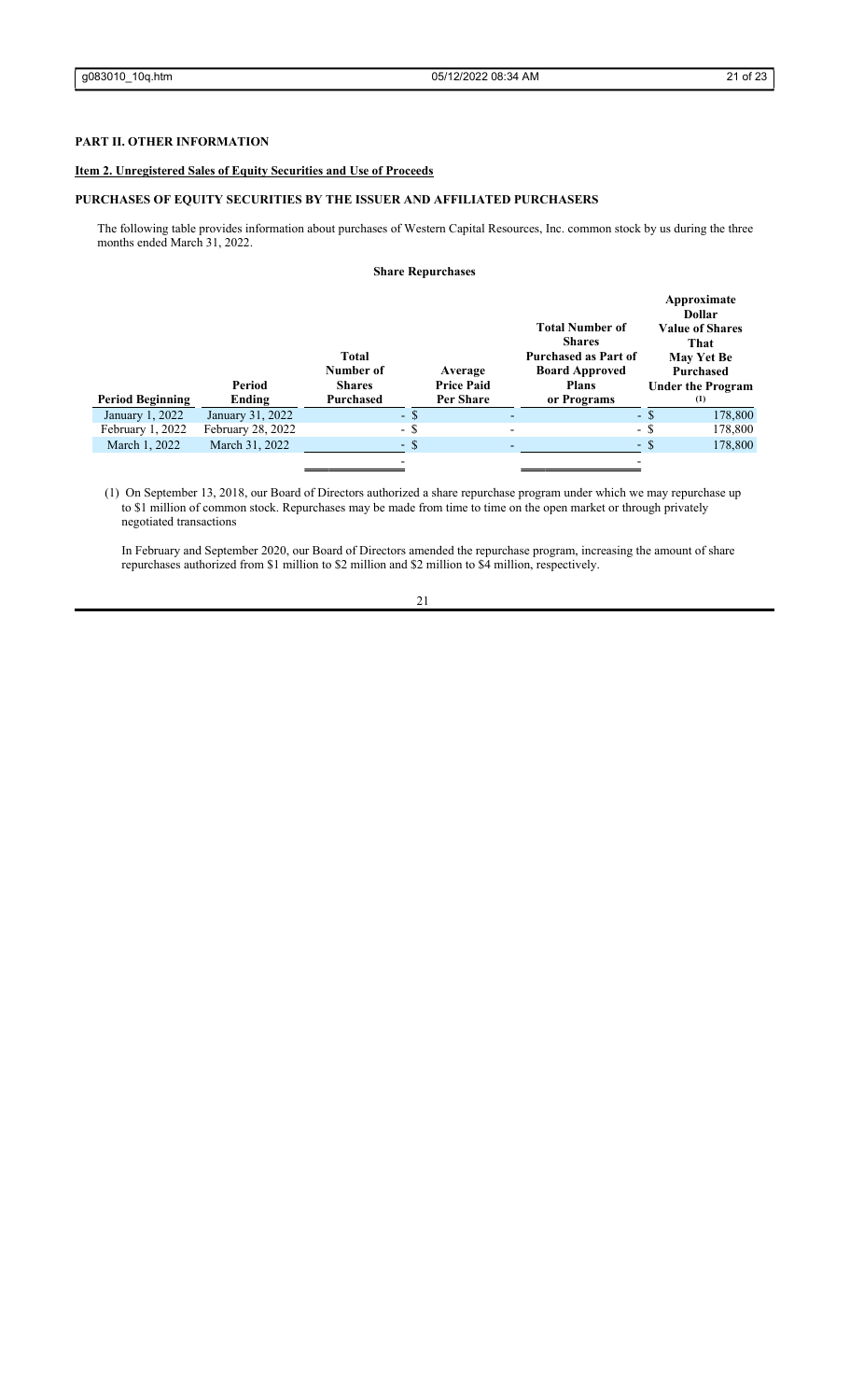**PART II. OTHER INFORMATION**

**Item 2. Unregistered Sales of Equity Securities and Use of Proceeds**

**PURCHASES OF EQUITY SECURITIES BY THE ISSUER AND AFFILIATED PURCHASERS**

The following table provides information about purchases of Western Capital Resources, Inc. common stock by us during the three months ended March 31, 2022.

**Share Repurchases**

| Period Beginning | Period Ending | Total Number of Shares Purchased | Average Price Paid Per Share | Total Number of Shares Purchased as Part of Board Approved Plans or Programs | Approximate Dollar Value of Shares That May Yet Be Purchased Under the Program (1) |
|---|---|---|---|---|---|
| January 1, 2022 | January 31, 2022 | - | $ - | - | $ 178,800 |
| February 1, 2022 | February 28, 2022 | - | $ - | - | $ 178,800 |
| March 1, 2022 | March 31, 2022 | - | $ - | - | $ 178,800 |
| | | - | | - | |

(1) On September 13, 2018, our Board of Directors authorized a share repurchase program under which we may repurchase up to $1 million of common stock. Repurchases may be made from time to time on the open market or through privately negotiated transactions

In February and September 2020, our Board of Directors amended the repurchase program, increasing the amount of share repurchases authorized from $1 million to $2 million and $2 million to $4 million, respectively.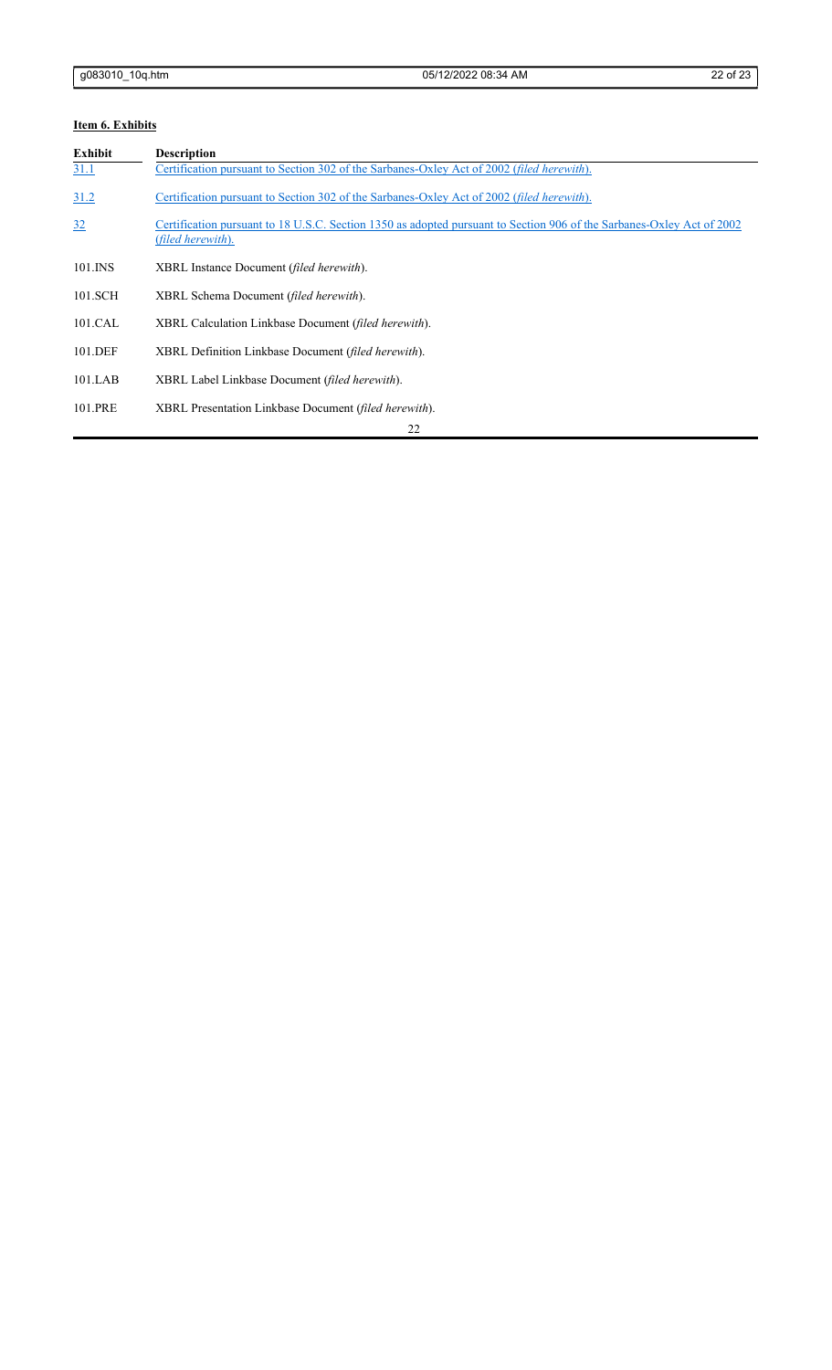**Item 6. Exhibits**

| Exhibit | Description |
| --- | --- |
| 31.1 | Certification pursuant to Section 302 of the Sarbanes-Oxley Act of 2002 (*filed herewith*). |
| 31.2 | Certification pursuant to Section 302 of the Sarbanes-Oxley Act of 2002 (*filed herewith*). |
| 32 | Certification pursuant to 18 U.S.C. Section 1350 as adopted pursuant to Section 906 of the Sarbanes-Oxley Act of 2002 (*filed herewith*). |
| 101.INS | XBRL Instance Document (*filed herewith*). |
| 101.SCH | XBRL Schema Document (*filed herewith*). |
| 101.CAL | XBRL Calculation Linkbase Document (*filed herewith*). |
| 101.DEF | XBRL Definition Linkbase Document (*filed herewith*). |
| 101.LAB | XBRL Label Linkbase Document (*filed herewith*). |
| 101.PRE | XBRL Presentation Linkbase Document (*filed herewith*). |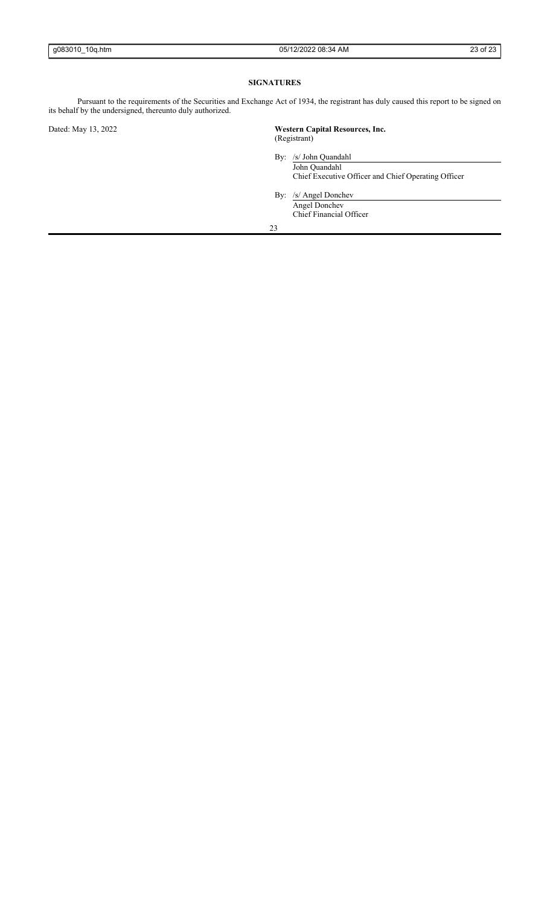## SIGNATURES

Pursuant to the requirements of the Securities and Exchange Act of 1934, the registrant has duly caused this report to be signed on its behalf by the undersigned, thereunto duly authorized.

Dated: May 13, 2022

**Western Capital Resources, Inc.**
(Registrant)

By: /s/ John Quandahl
John Quandahl
Chief Executive Officer and Chief Operating Officer

By: /s/ Angel Donchev
Angel Donchev
Chief Financial Officer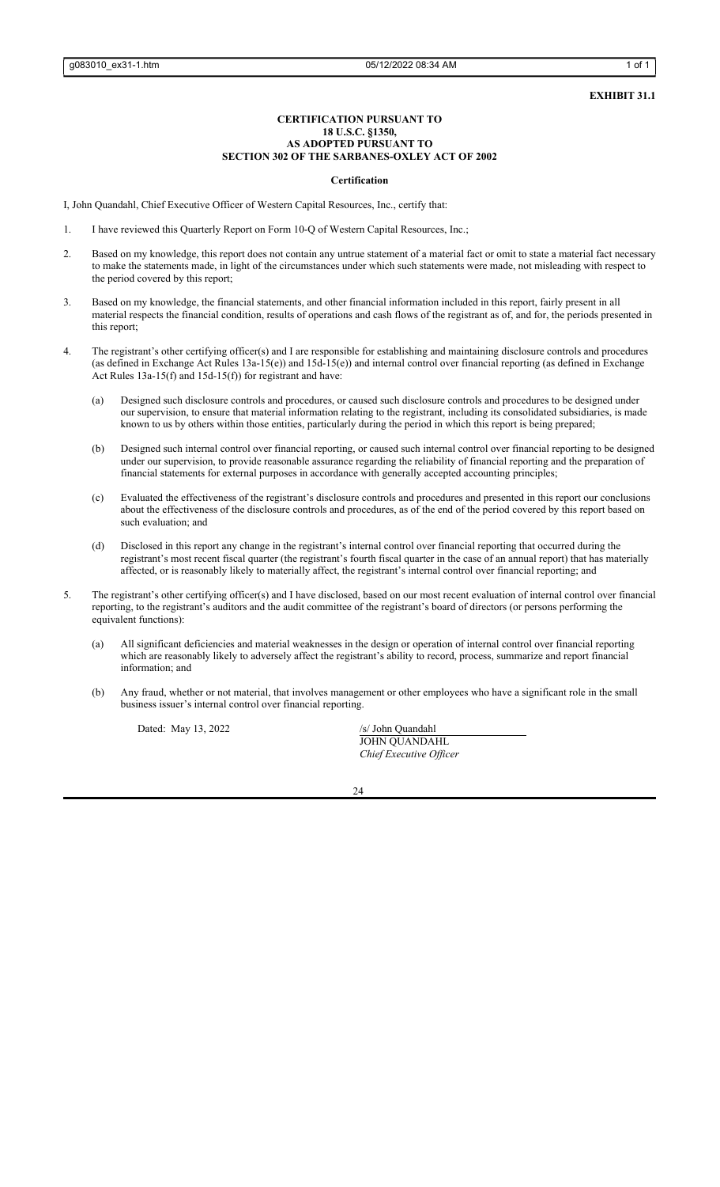**EXHIBIT 31.1**

**CERTIFICATION PURSUANT TO**
**18 U.S.C. §1350,**
**AS ADOPTED PURSUANT TO**
**SECTION 302 OF THE SARBANES-OXLEY ACT OF 2002**

**Certification**

I, John Quandahl, Chief Executive Officer of Western Capital Resources, Inc., certify that:

1. I have reviewed this Quarterly Report on Form 10-Q of Western Capital Resources, Inc.;

2. Based on my knowledge, this report does not contain any untrue statement of a material fact or omit to state a material fact necessary to make the statements made, in light of the circumstances under which such statements were made, not misleading with respect to the period covered by this report;

3. Based on my knowledge, the financial statements, and other financial information included in this report, fairly present in all material respects the financial condition, results of operations and cash flows of the registrant as of, and for, the periods presented in this report;

4. The registrant's other certifying officer(s) and I are responsible for establishing and maintaining disclosure controls and procedures (as defined in Exchange Act Rules 13a-15(e)) and 15d-15(e)) and internal control over financial reporting (as defined in Exchange Act Rules 13a-15(f) and 15d-15(f)) for registrant and have:

   (a) Designed such disclosure controls and procedures, or caused such disclosure controls and procedures to be designed under our supervision, to ensure that material information relating to the registrant, including its consolidated subsidiaries, is made known to us by others within those entities, particularly during the period in which this report is being prepared;

   (b) Designed such internal control over financial reporting, or caused such internal control over financial reporting to be designed under our supervision, to provide reasonable assurance regarding the reliability of financial reporting and the preparation of financial statements for external purposes in accordance with generally accepted accounting principles;

   (c) Evaluated the effectiveness of the registrant's disclosure controls and procedures and presented in this report our conclusions about the effectiveness of the disclosure controls and procedures, as of the end of the period covered by this report based on such evaluation; and

   (d) Disclosed in this report any change in the registrant's internal control over financial reporting that occurred during the registrant's most recent fiscal quarter (the registrant's fourth fiscal quarter in the case of an annual report) that has materially affected, or is reasonably likely to materially affect, the registrant's internal control over financial reporting; and

5. The registrant's other certifying officer(s) and I have disclosed, based on our most recent evaluation of internal control over financial reporting, to the registrant's auditors and the audit committee of the registrant's board of directors (or persons performing the equivalent functions):

   (a) All significant deficiencies and material weaknesses in the design or operation of internal control over financial reporting which are reasonably likely to adversely affect the registrant's ability to record, process, summarize and report financial information; and

   (b) Any fraud, whether or not material, that involves management or other employees who have a significant role in the small business issuer's internal control over financial reporting.

Dated: May 13, 2022

/s/ John Quandahl
JOHN QUANDAHL
*Chief Executive Officer*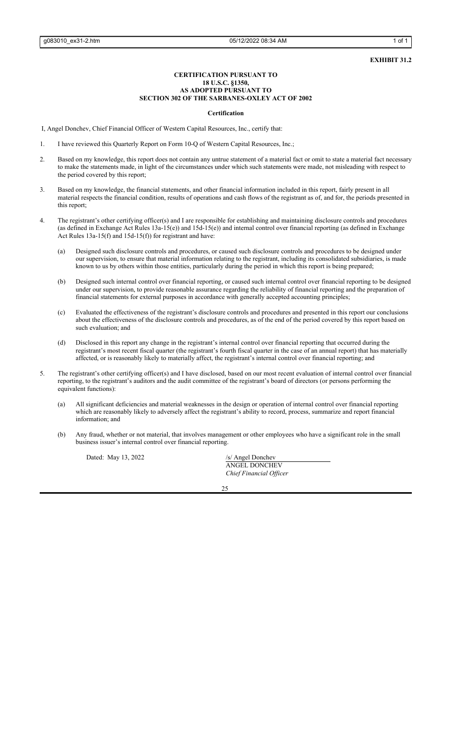**EXHIBIT 31.2**

**CERTIFICATION PURSUANT TO**
**18 U.S.C. §1350,**
**AS ADOPTED PURSUANT TO**
**SECTION 302 OF THE SARBANES-OXLEY ACT OF 2002**

**Certification**

I, Angel Donchev, Chief Financial Officer of Western Capital Resources, Inc., certify that:

1. I have reviewed this Quarterly Report on Form 10-Q of Western Capital Resources, Inc.;

2. Based on my knowledge, this report does not contain any untrue statement of a material fact or omit to state a material fact necessary to make the statements made, in light of the circumstances under which such statements were made, not misleading with respect to the period covered by this report;

3. Based on my knowledge, the financial statements, and other financial information included in this report, fairly present in all material respects the financial condition, results of operations and cash flows of the registrant as of, and for, the periods presented in this report;

4. The registrant's other certifying officer(s) and I are responsible for establishing and maintaining disclosure controls and procedures (as defined in Exchange Act Rules 13a-15(e)) and 15d-15(e)) and internal control over financial reporting (as defined in Exchange Act Rules 13a-15(f) and 15d-15(f)) for registrant and have:

   (a) Designed such disclosure controls and procedures, or caused such disclosure controls and procedures to be designed under our supervision, to ensure that material information relating to the registrant, including its consolidated subsidiaries, is made known to us by others within those entities, particularly during the period in which this report is being prepared;

   (b) Designed such internal control over financial reporting, or caused such internal control over financial reporting to be designed under our supervision, to provide reasonable assurance regarding the reliability of financial reporting and the preparation of financial statements for external purposes in accordance with generally accepted accounting principles;

   (c) Evaluated the effectiveness of the registrant's disclosure controls and procedures and presented in this report our conclusions about the effectiveness of the disclosure controls and procedures, as of the end of the period covered by this report based on such evaluation; and

   (d) Disclosed in this report any change in the registrant's internal control over financial reporting that occurred during the registrant's most recent fiscal quarter (the registrant's fourth fiscal quarter in the case of an annual report) that has materially affected, or is reasonably likely to materially affect, the registrant's internal control over financial reporting; and

5. The registrant's other certifying officer(s) and I have disclosed, based on our most recent evaluation of internal control over financial reporting, to the registrant's auditors and the audit committee of the registrant's board of directors (or persons performing the equivalent functions):

   (a) All significant deficiencies and material weaknesses in the design or operation of internal control over financial reporting which are reasonably likely to adversely affect the registrant's ability to record, process, summarize and report financial information; and

   (b) Any fraud, whether or not material, that involves management or other employees who have a significant role in the small business issuer's internal control over financial reporting.

Dated: May 13, 2022

/s/ Angel Donchev
ANGEL DONCHEV
*Chief Financial Officer*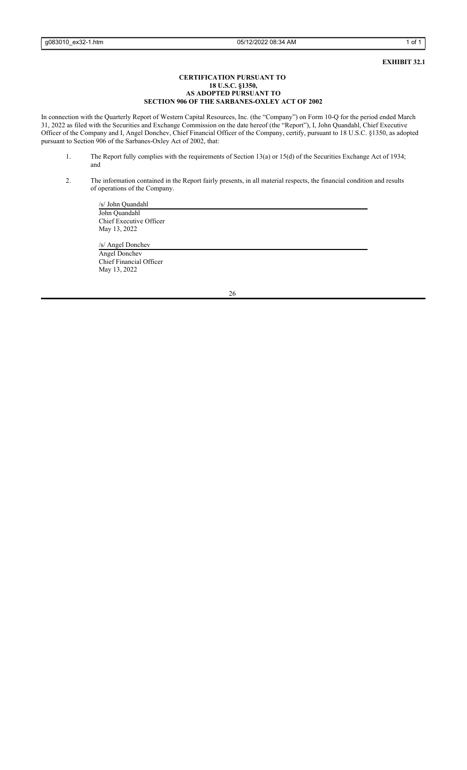**EXHIBIT 32.1**

**CERTIFICATION PURSUANT TO
18 U.S.C. §1350,
AS ADOPTED PURSUANT TO
SECTION 906 OF THE SARBANES-OXLEY ACT OF 2002**

In connection with the Quarterly Report of Western Capital Resources, Inc. (the "Company") on Form 10-Q for the period ended March 31, 2022 as filed with the Securities and Exchange Commission on the date hereof (the "Report"), I, John Quandahl, Chief Executive Officer of the Company and I, Angel Donchev, Chief Financial Officer of the Company, certify, pursuant to 18 U.S.C. §1350, as adopted pursuant to Section 906 of the Sarbanes-Oxley Act of 2002, that:

1. The Report fully complies with the requirements of Section 13(a) or 15(d) of the Securities Exchange Act of 1934; and
2. The information contained in the Report fairly presents, in all material respects, the financial condition and results of operations of the Company.

/s/ John Quandahl
John Quandahl
Chief Executive Officer
May 13, 2022

/s/ Angel Donchev
Angel Donchev
Chief Financial Officer
May 13, 2022